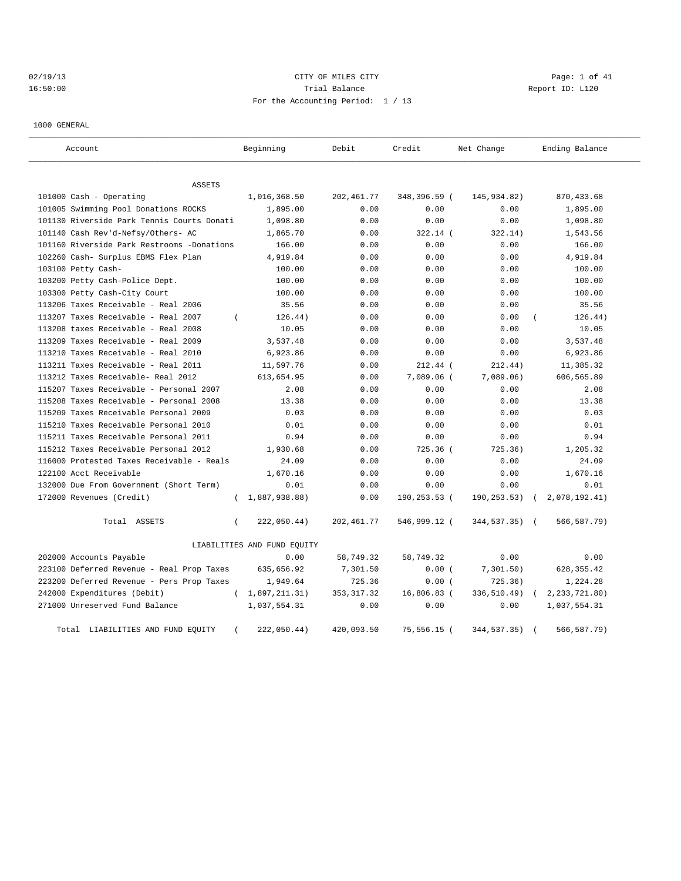CITY OF MILES CITY

Trial Balance

Report ID: L120

02/19/13 16:50:00

For the Accounting Period: 1 / 13

1000 GENERAL

| Account | Beginning | Debit | Credit | Net Change | Ending Balance |
|---|---|---|---|---|---|
| ASSETS | | | | | |
| 101000 Cash - Operating | 1,016,368.50 | 202,461.77 | 348,396.59 | (145,934.82) | 870,433.68 |
| 101005 Swimming Pool Donations ROCKS | 1,895.00 | 0.00 | 0.00 | 0.00 | 1,895.00 |
| 101130 Riverside Park Tennis Courts Donati | 1,098.80 | 0.00 | 0.00 | 0.00 | 1,098.80 |
| 101140 Cash Rev'd-Nefsy/Others- AC | 1,865.70 | 0.00 | 322.14 | (322.14) | 1,543.56 |
| 101160 Riverside Park Restrooms -Donations | 166.00 | 0.00 | 0.00 | 0.00 | 166.00 |
| 102260 Cash- Surplus EBMS Flex Plan | 4,919.84 | 0.00 | 0.00 | 0.00 | 4,919.84 |
| 103100 Petty Cash- | 100.00 | 0.00 | 0.00 | 0.00 | 100.00 |
| 103200 Petty Cash-Police Dept. | 100.00 | 0.00 | 0.00 | 0.00 | 100.00 |
| 103300 Petty Cash-City Court | 100.00 | 0.00 | 0.00 | 0.00 | 100.00 |
| 113206 Taxes Receivable - Real 2006 | 35.56 | 0.00 | 0.00 | 0.00 | 35.56 |
| 113207 Taxes Receivable - Real 2007 | (126.44) | 0.00 | 0.00 | 0.00 | (126.44) |
| 113208 taxes Receivable - Real 2008 | 10.05 | 0.00 | 0.00 | 0.00 | 10.05 |
| 113209 Taxes Receivable - Real 2009 | 3,537.48 | 0.00 | 0.00 | 0.00 | 3,537.48 |
| 113210 Taxes Receivable - Real 2010 | 6,923.86 | 0.00 | 0.00 | 0.00 | 6,923.86 |
| 113211 Taxes Receivable - Real 2011 | 11,597.76 | 0.00 | 212.44 | (212.44) | 11,385.32 |
| 113212 Taxes Receivable- Real 2012 | 613,654.95 | 0.00 | 7,089.06 | (7,089.06) | 606,565.89 |
| 115207 Taxes Receivable - Personal 2007 | 2.08 | 0.00 | 0.00 | 0.00 | 2.08 |
| 115208 Taxes Receivable - Personal 2008 | 13.38 | 0.00 | 0.00 | 0.00 | 13.38 |
| 115209 Taxes Receivable Personal 2009 | 0.03 | 0.00 | 0.00 | 0.00 | 0.03 |
| 115210 Taxes Receivable Personal 2010 | 0.01 | 0.00 | 0.00 | 0.00 | 0.01 |
| 115211 Taxes Receivable Personal 2011 | 0.94 | 0.00 | 0.00 | 0.00 | 0.94 |
| 115212 Taxes Receivable Personal 2012 | 1,930.68 | 0.00 | 725.36 | (725.36) | 1,205.32 |
| 116000 Protested Taxes Receivable - Reals | 24.09 | 0.00 | 0.00 | 0.00 | 24.09 |
| 122100 Acct Receivable | 1,670.16 | 0.00 | 0.00 | 0.00 | 1,670.16 |
| 132000 Due From Government (Short Term) | 0.01 | 0.00 | 0.00 | 0.00 | 0.01 |
| 172000 Revenues (Credit) | (1,887,938.88) | 0.00 | 190,253.53 | (190,253.53) | (2,078,192.41) |
| Total ASSETS | (222,050.44) | 202,461.77 | 546,999.12 | (344,537.35) | (566,587.79) |
| LIABILITIES AND FUND EQUITY | | | | | |
| 202000 Accounts Payable | 0.00 | 58,749.32 | 58,749.32 | 0.00 | 0.00 |
| 223100 Deferred Revenue - Real Prop Taxes | 635,656.92 | 7,301.50 | 0.00 | (7,301.50) | 628,355.42 |
| 223200 Deferred Revenue - Pers Prop Taxes | 1,949.64 | 725.36 | 0.00 | (725.36) | 1,224.28 |
| 242000 Expenditures (Debit) | (1,897,211.31) | 353,317.32 | 16,806.83 | (336,510.49) | (2,233,721.80) |
| 271000 Unreserved Fund Balance | 1,037,554.31 | 0.00 | 0.00 | 0.00 | 1,037,554.31 |
| Total LIABILITIES AND FUND EQUITY | (222,050.44) | 420,093.50 | 75,556.15 | (344,537.35) | (566,587.79) |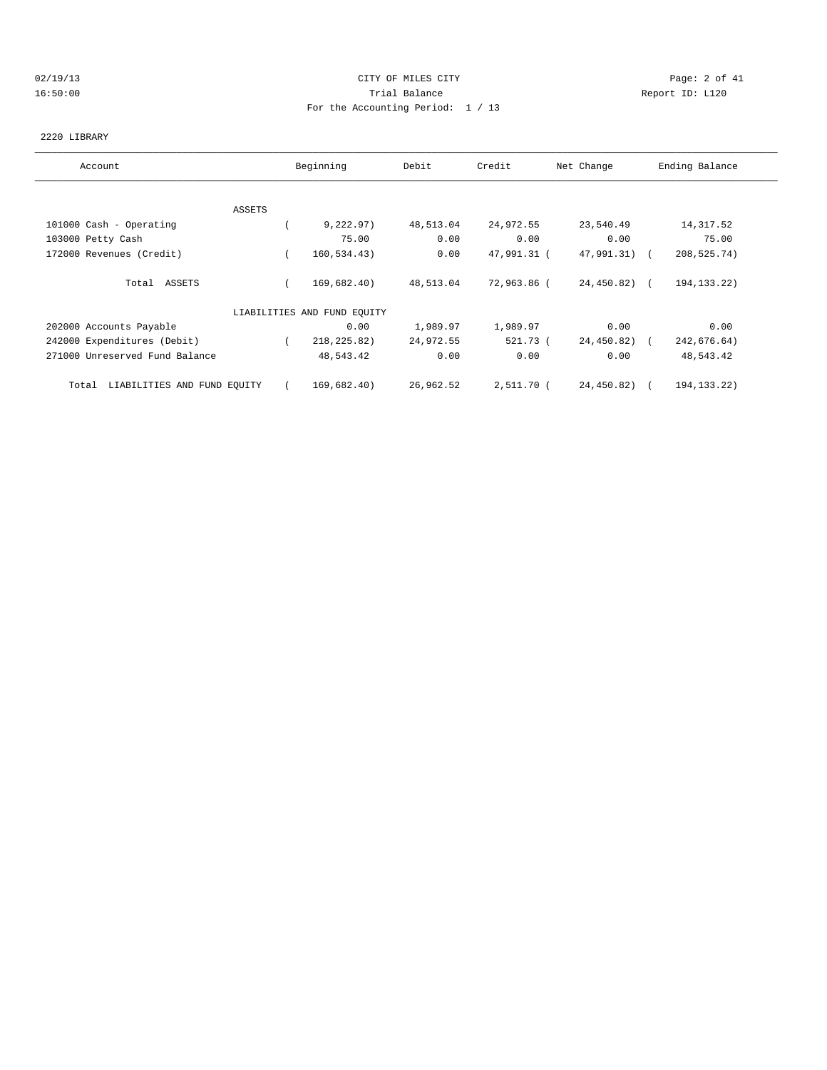CITY OF MILES CITY
Trial Balance
For the Accounting Period: 1 / 13

2220 LIBRARY

| Account | Beginning | Debit | Credit | Net Change | Ending Balance |
|---|---|---|---|---|---|
| ASSETS | | | | | |
| 101000 Cash - Operating | ( 9,222.97) | 48,513.04 | 24,972.55 | 23,540.49 | 14,317.52 |
| 103000 Petty Cash | 75.00 | 0.00 | 0.00 | 0.00 | 75.00 |
| 172000 Revenues (Credit) | ( 160,534.43) | 0.00 | 47,991.31 | ( 47,991.31) | ( 208,525.74) |
| Total ASSETS | ( 169,682.40) | 48,513.04 | 72,963.86 | ( 24,450.82) | ( 194,133.22) |
| LIABILITIES AND FUND EQUITY | | | | | |
| 202000 Accounts Payable | 0.00 | 1,989.97 | 1,989.97 | 0.00 | 0.00 |
| 242000 Expenditures (Debit) | ( 218,225.82) | 24,972.55 | 521.73 | ( 24,450.82) | ( 242,676.64) |
| 271000 Unreserved Fund Balance | 48,543.42 | 0.00 | 0.00 | 0.00 | 48,543.42 |
| Total LIABILITIES AND FUND EQUITY | ( 169,682.40) | 26,962.52 | 2,511.70 | ( 24,450.82) | ( 194,133.22) |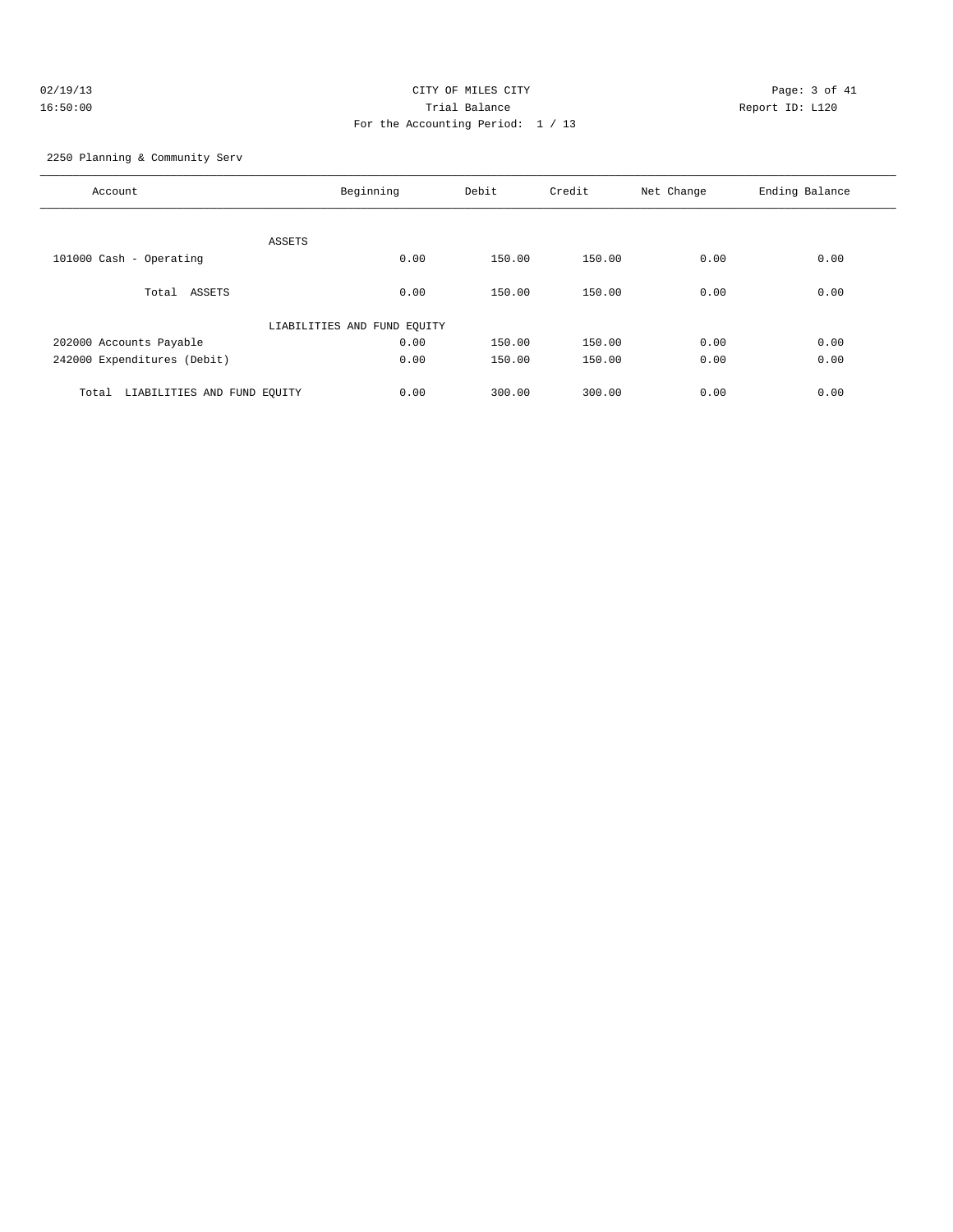CITY OF MILES CITY
Trial Balance
For the Accounting Period: 1 / 13

02/19/13
16:50:00

Report ID: L120

2250 Planning & Community Serv

| Account | Beginning | Debit | Credit | Net Change | Ending Balance |
|---|---|---|---|---|---|
| ASSETS | | | | | |
| 101000 Cash - Operating | 0.00 | 150.00 | 150.00 | 0.00 | 0.00 |
| Total ASSETS | 0.00 | 150.00 | 150.00 | 0.00 | 0.00 |
| LIABILITIES AND FUND EQUITY | | | | | |
| 202000 Accounts Payable | 0.00 | 150.00 | 150.00 | 0.00 | 0.00 |
| 242000 Expenditures (Debit) | 0.00 | 150.00 | 150.00 | 0.00 | 0.00 |
| Total LIABILITIES AND FUND EQUITY | 0.00 | 300.00 | 300.00 | 0.00 | 0.00 |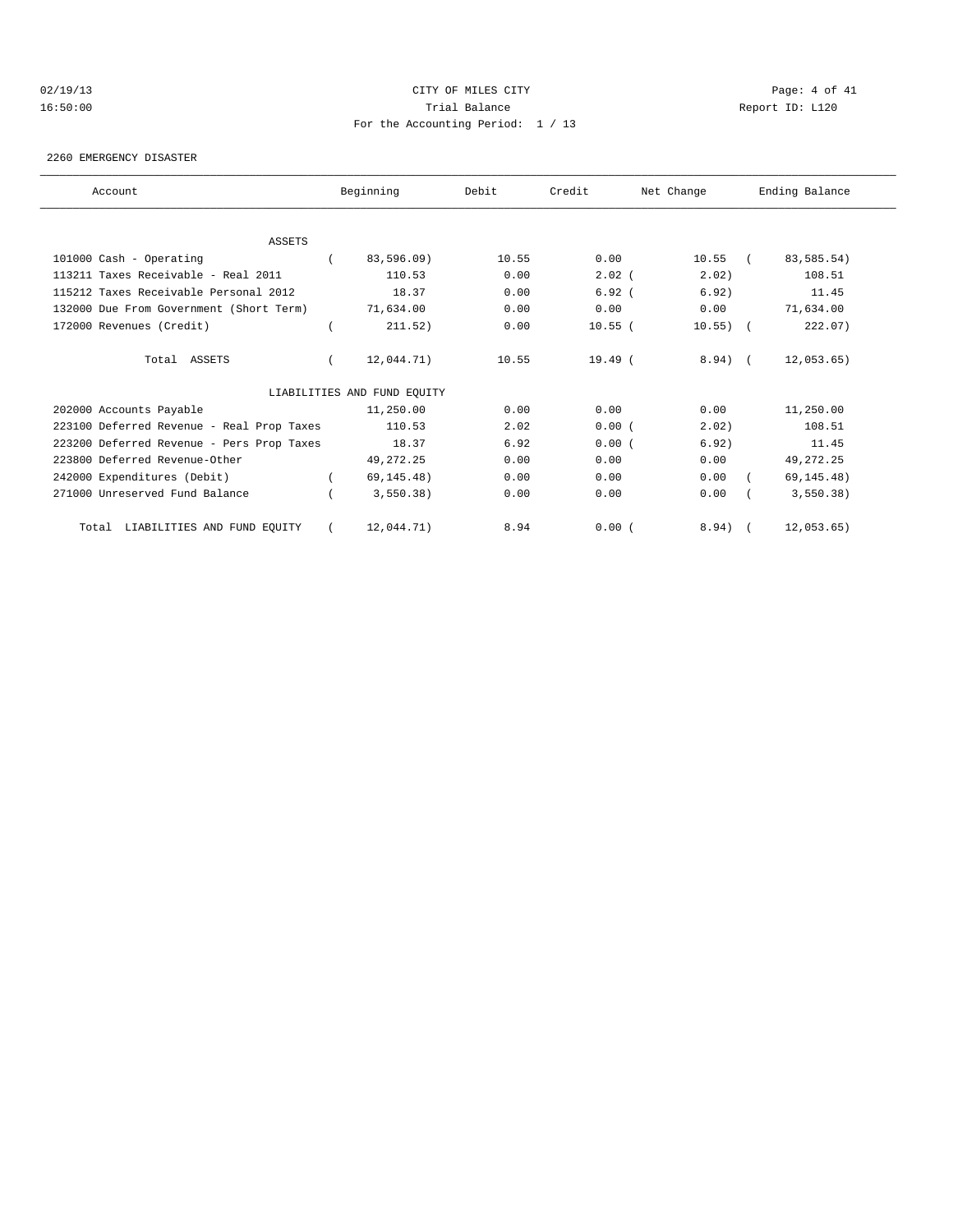02/19/13 CITY OF MILES CITY

16:50:00 Trial Balance Report ID: L120

For the Accounting Period: 1 / 13

2260 EMERGENCY DISASTER

| Account | Beginning | Debit | Credit | Net Change | Ending Balance |
|---|---|---|---|---|---|
| ASSETS | | | | | |
| 101000 Cash - Operating | ( 83,596.09) | 10.55 | 0.00 | 10.55 | ( 83,585.54) |
| 113211 Taxes Receivable - Real 2011 | 110.53 | 0.00 | 2.02 | ( 2.02) | 108.51 |
| 115212 Taxes Receivable Personal 2012 | 18.37 | 0.00 | 6.92 | ( 6.92) | 11.45 |
| 132000 Due From Government (Short Term) | 71,634.00 | 0.00 | 0.00 | 0.00 | 71,634.00 |
| 172000 Revenues (Credit) | ( 211.52) | 0.00 | 10.55 | ( 10.55) | ( 222.07) |
| Total ASSETS | ( 12,044.71) | 10.55 | 19.49 | ( 8.94) | ( 12,053.65) |
| LIABILITIES AND FUND EQUITY | | | | | |
| 202000 Accounts Payable | 11,250.00 | 0.00 | 0.00 | 0.00 | 11,250.00 |
| 223100 Deferred Revenue - Real Prop Taxes | 110.53 | 2.02 | 0.00 | ( 2.02) | 108.51 |
| 223200 Deferred Revenue - Pers Prop Taxes | 18.37 | 6.92 | 0.00 | ( 6.92) | 11.45 |
| 223800 Deferred Revenue-Other | 49,272.25 | 0.00 | 0.00 | 0.00 | 49,272.25 |
| 242000 Expenditures (Debit) | ( 69,145.48) | 0.00 | 0.00 | 0.00 | ( 69,145.48) |
| 271000 Unreserved Fund Balance | ( 3,550.38) | 0.00 | 0.00 | 0.00 | ( 3,550.38) |
| Total LIABILITIES AND FUND EQUITY | ( 12,044.71) | 8.94 | 0.00 | ( 8.94) | ( 12,053.65) |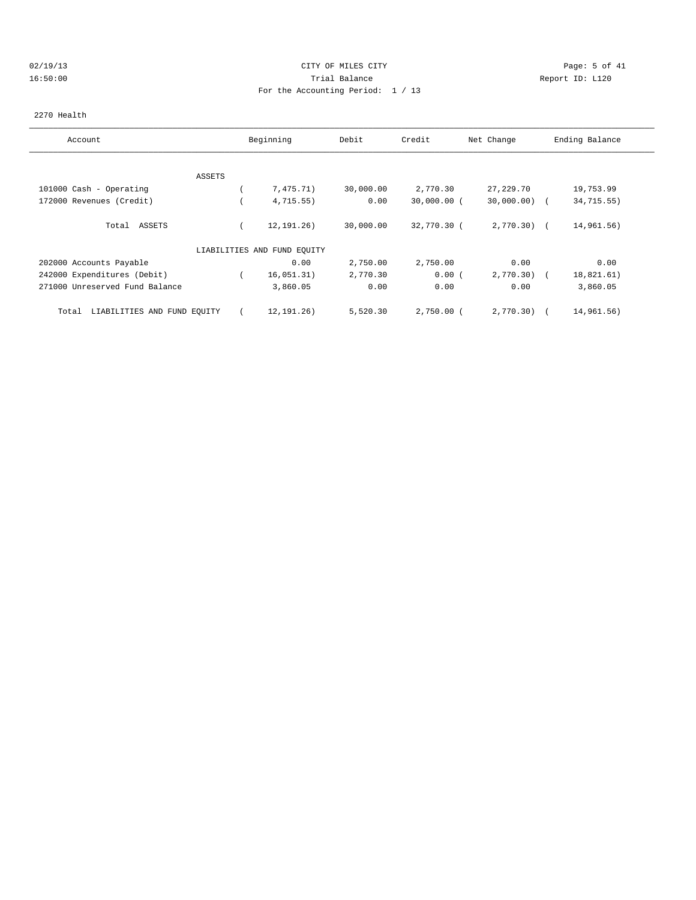CITY OF MILES CITY
Trial Balance
For the Accounting Period: 1 / 13

02/19/13
16:50:00

Report ID: L120

2270 Health

| Account | Beginning | Debit | Credit | Net Change | Ending Balance |
|---|---|---|---|---|---|
| ASSETS | | | | | |
| 101000 Cash - Operating | ( 7,475.71) | 30,000.00 | 2,770.30 | 27,229.70 | 19,753.99 |
| 172000 Revenues (Credit) | ( 4,715.55) | 0.00 | 30,000.00 | ( 30,000.00) | ( 34,715.55) |
| Total ASSETS | ( 12,191.26) | 30,000.00 | 32,770.30 | ( 2,770.30) | ( 14,961.56) |
| LIABILITIES AND FUND EQUITY | | | | | |
| 202000 Accounts Payable | 0.00 | 2,750.00 | 2,750.00 | 0.00 | 0.00 |
| 242000 Expenditures (Debit) | ( 16,051.31) | 2,770.30 | 0.00 | ( 2,770.30) | ( 18,821.61) |
| 271000 Unreserved Fund Balance | 3,860.05 | 0.00 | 0.00 | 0.00 | 3,860.05 |
| Total LIABILITIES AND FUND EQUITY | ( 12,191.26) | 5,520.30 | 2,750.00 | ( 2,770.30) | ( 14,961.56) |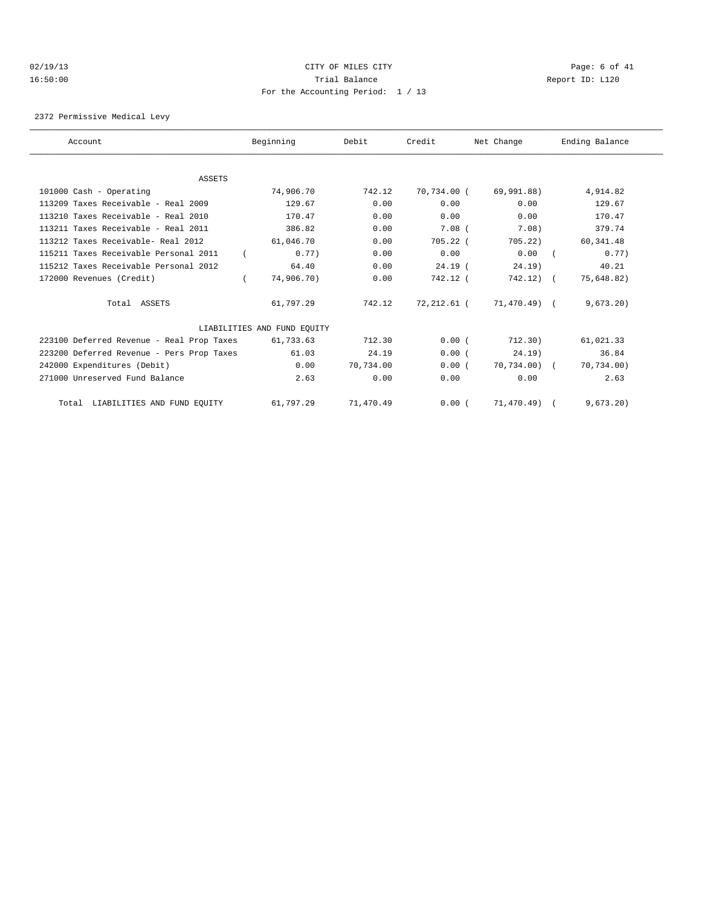CITY OF MILES CITY
Trial Balance
For the Accounting Period: 1 / 13

02/19/13
16:50:00

Report ID: L120

2372 Permissive Medical Levy

| Account | Beginning | Debit | Credit | Net Change | Ending Balance |
|---|---|---|---|---|---|
| ASSETS | | | | | |
| 101000 Cash - Operating | 74,906.70 | 742.12 | 70,734.00 | ( 69,991.88) | 4,914.82 |
| 113209 Taxes Receivable - Real 2009 | 129.67 | 0.00 | 0.00 | 0.00 | 129.67 |
| 113210 Taxes Receivable - Real 2010 | 170.47 | 0.00 | 0.00 | 0.00 | 170.47 |
| 113211 Taxes Receivable - Real 2011 | 386.82 | 0.00 | 7.08 | ( 7.08) | 379.74 |
| 113212 Taxes Receivable- Real 2012 | 61,046.70 | 0.00 | 705.22 | ( 705.22) | 60,341.48 |
| 115211 Taxes Receivable Personal 2011 | ( 0.77) | 0.00 | 0.00 | 0.00 | ( 0.77) |
| 115212 Taxes Receivable Personal 2012 | 64.40 | 0.00 | 24.19 | ( 24.19) | 40.21 |
| 172000 Revenues (Credit) | ( 74,906.70) | 0.00 | 742.12 | ( 742.12) | ( 75,648.82) |
| Total ASSETS | 61,797.29 | 742.12 | 72,212.61 | ( 71,470.49) | ( 9,673.20) |
| LIABILITIES AND FUND EQUITY | | | | | |
| 223100 Deferred Revenue - Real Prop Taxes | 61,733.63 | 712.30 | 0.00 | ( 712.30) | 61,021.33 |
| 223200 Deferred Revenue - Pers Prop Taxes | 61.03 | 24.19 | 0.00 | ( 24.19) | 36.84 |
| 242000 Expenditures (Debit) | 0.00 | 70,734.00 | 0.00 | ( 70,734.00) | ( 70,734.00) |
| 271000 Unreserved Fund Balance | 2.63 | 0.00 | 0.00 | 0.00 | 2.63 |
| Total LIABILITIES AND FUND EQUITY | 61,797.29 | 71,470.49 | 0.00 | ( 71,470.49) | ( 9,673.20) |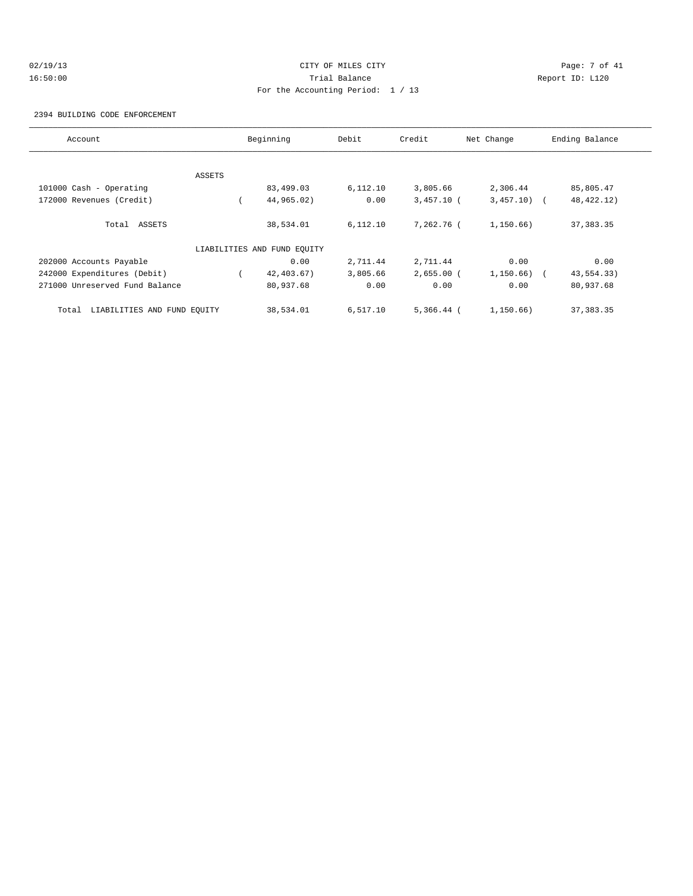CITY OF MILES CITY

Trial Balance

For the Accounting Period: 1 / 13

2394 BUILDING CODE ENFORCEMENT

| Account | Beginning | Debit | Credit | Net Change | Ending Balance |
|---|---|---|---|---|---|
| ASSETS | | | | | |
| 101000 Cash - Operating | 83,499.03 | 6,112.10 | 3,805.66 | 2,306.44 | 85,805.47 |
| 172000 Revenues (Credit) | ( 44,965.02) | 0.00 | 3,457.10 | ( 3,457.10) | ( 48,422.12) |
| Total ASSETS | 38,534.01 | 6,112.10 | 7,262.76 | ( 1,150.66) | 37,383.35 |
| LIABILITIES AND FUND EQUITY | | | | | |
| 202000 Accounts Payable | 0.00 | 2,711.44 | 2,711.44 | 0.00 | 0.00 |
| 242000 Expenditures (Debit) | ( 42,403.67) | 3,805.66 | 2,655.00 | ( 1,150.66) | ( 43,554.33) |
| 271000 Unreserved Fund Balance | 80,937.68 | 0.00 | 0.00 | 0.00 | 80,937.68 |
| Total LIABILITIES AND FUND EQUITY | 38,534.01 | 6,517.10 | 5,366.44 | ( 1,150.66) | 37,383.35 |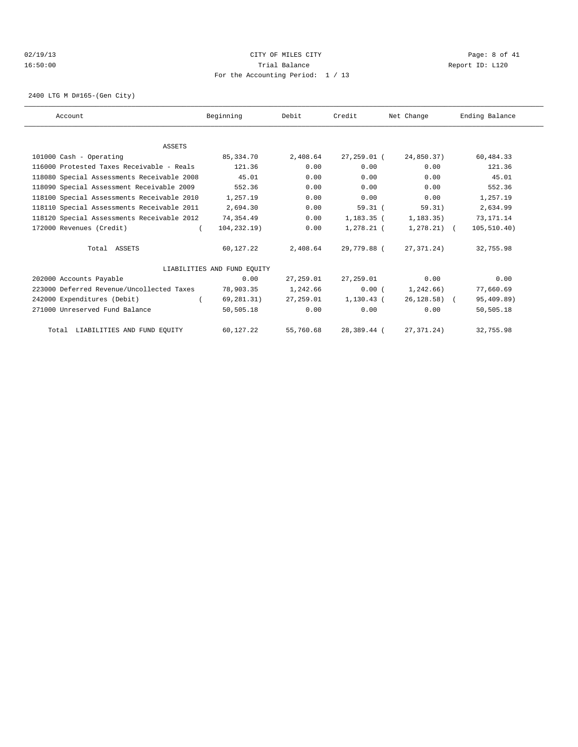CITY OF MILES CITY
Trial Balance
For the Accounting Period: 1 / 13

02/19/13
16:50:00

Report ID: L120

2400 LTG M D#165-(Gen City)

| Account | Beginning | Debit | Credit | Net Change | Ending Balance |
|---|---|---|---|---|---|
| ASSETS | | | | | |
| 101000 Cash - Operating | 85,334.70 | 2,408.64 | 27,259.01 | ( 24,850.37) | 60,484.33 |
| 116000 Protested Taxes Receivable - Reals | 121.36 | 0.00 | 0.00 | 0.00 | 121.36 |
| 118080 Special Assessments Receivable 2008 | 45.01 | 0.00 | 0.00 | 0.00 | 45.01 |
| 118090 Special Assessment Receivable 2009 | 552.36 | 0.00 | 0.00 | 0.00 | 552.36 |
| 118100 Special Assessments Receivable 2010 | 1,257.19 | 0.00 | 0.00 | 0.00 | 1,257.19 |
| 118110 Special Assessments Receivable 2011 | 2,694.30 | 0.00 | 59.31 | ( 59.31) | 2,634.99 |
| 118120 Special Assessments Receivable 2012 | 74,354.49 | 0.00 | 1,183.35 | ( 1,183.35) | 73,171.14 |
| 172000 Revenues (Credit) | ( 104,232.19) | 0.00 | 1,278.21 | ( 1,278.21) | ( 105,510.40) |
| Total ASSETS | 60,127.22 | 2,408.64 | 29,779.88 | ( 27,371.24) | 32,755.98 |
| LIABILITIES AND FUND EQUITY | | | | | |
| 202000 Accounts Payable | 0.00 | 27,259.01 | 27,259.01 | 0.00 | 0.00 |
| 223000 Deferred Revenue/Uncollected Taxes | 78,903.35 | 1,242.66 | 0.00 | ( 1,242.66) | 77,660.69 |
| 242000 Expenditures (Debit) | ( 69,281.31) | 27,259.01 | 1,130.43 | ( 26,128.58) | ( 95,409.89) |
| 271000 Unreserved Fund Balance | 50,505.18 | 0.00 | 0.00 | 0.00 | 50,505.18 |
| Total LIABILITIES AND FUND EQUITY | 60,127.22 | 55,760.68 | 28,389.44 | ( 27,371.24) | 32,755.98 |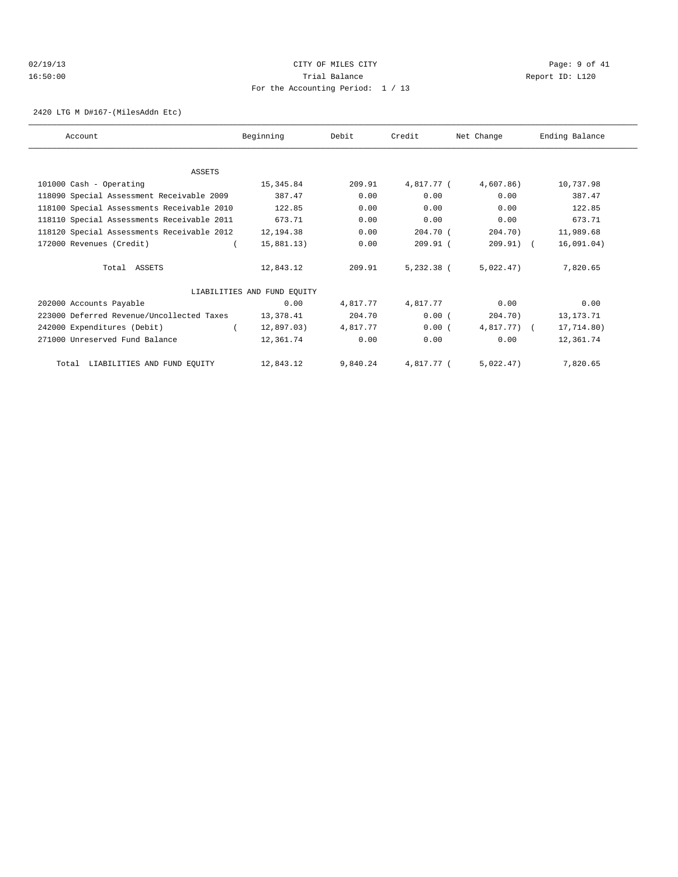CITY OF MILES CITY
Trial Balance
For the Accounting Period: 1 / 13

02/19/13 16:50:00 Report ID: L120

2420 LTG M D#167-(MilesAddn Etc)

| Account | Beginning | Debit | Credit | Net Change | Ending Balance |
|---|---|---|---|---|---|
| ASSETS | | | | | |
| 101000 Cash - Operating | 15,345.84 | 209.91 | 4,817.77 | (4,607.86) | 10,737.98 |
| 118090 Special Assessment Receivable 2009 | 387.47 | 0.00 | 0.00 | 0.00 | 387.47 |
| 118100 Special Assessments Receivable 2010 | 122.85 | 0.00 | 0.00 | 0.00 | 122.85 |
| 118110 Special Assessments Receivable 2011 | 673.71 | 0.00 | 0.00 | 0.00 | 673.71 |
| 118120 Special Assessments Receivable 2012 | 12,194.38 | 0.00 | 204.70 | (204.70) | 11,989.68 |
| 172000 Revenues (Credit) | (15,881.13) | 0.00 | 209.91 | (209.91) | (16,091.04) |
| Total ASSETS | 12,843.12 | 209.91 | 5,232.38 | (5,022.47) | 7,820.65 |
| LIABILITIES AND FUND EQUITY | | | | | |
| 202000 Accounts Payable | 0.00 | 4,817.77 | 4,817.77 | 0.00 | 0.00 |
| 223000 Deferred Revenue/Uncollected Taxes | 13,378.41 | 204.70 | 0.00 | (204.70) | 13,173.71 |
| 242000 Expenditures (Debit) | (12,897.03) | 4,817.77 | 0.00 | (4,817.77) | (17,714.80) |
| 271000 Unreserved Fund Balance | 12,361.74 | 0.00 | 0.00 | 0.00 | 12,361.74 |
| Total LIABILITIES AND FUND EQUITY | 12,843.12 | 9,840.24 | 4,817.77 | (5,022.47) | 7,820.65 |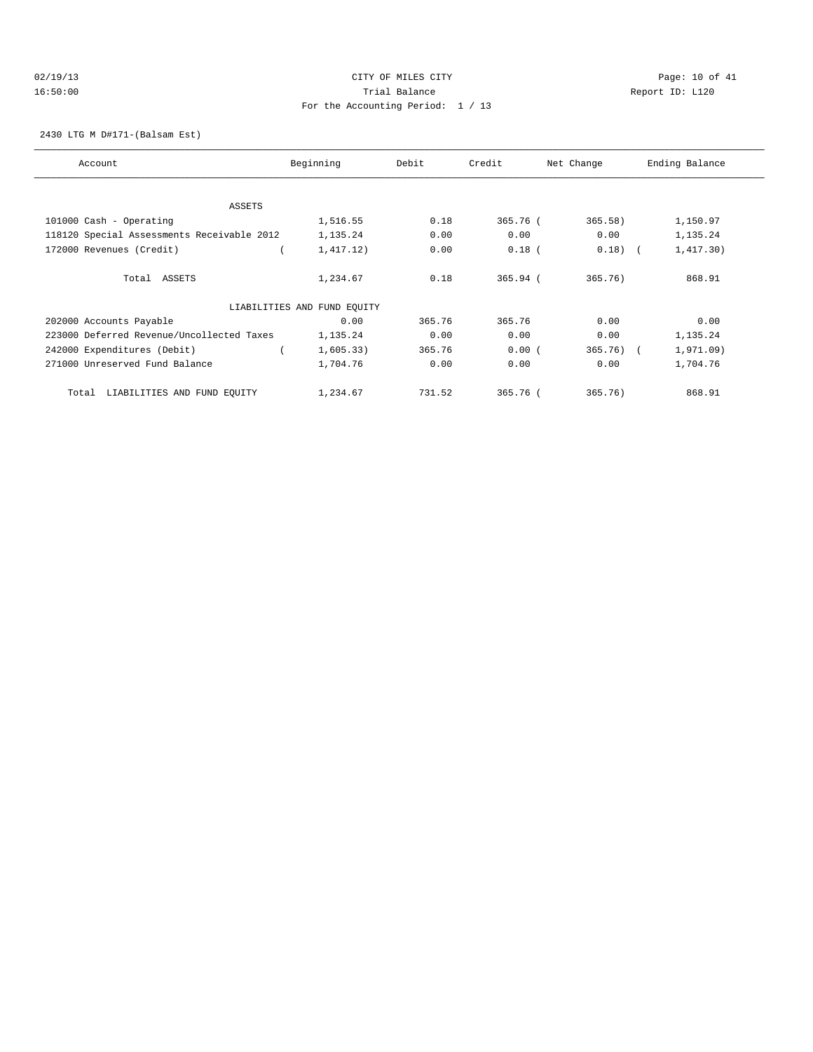CITY OF MILES CITY
Trial Balance
For the Accounting Period: 1 / 13

02/19/13
16:50:00

Report ID: L120

2430 LTG M D#171-(Balsam Est)

| Account | Beginning | Debit | Credit | Net Change | Ending Balance |
|---|---|---|---|---|---|
| ASSETS | | | | | |
| 101000 Cash - Operating | 1,516.55 | 0.18 | 365.76 | ( 365.58) | 1,150.97 |
| 118120 Special Assessments Receivable 2012 | 1,135.24 | 0.00 | 0.00 | 0.00 | 1,135.24 |
| 172000 Revenues (Credit) | ( 1,417.12) | 0.00 | 0.18 | ( 0.18) | ( 1,417.30) |
| Total ASSETS | 1,234.67 | 0.18 | 365.94 | ( 365.76) | 868.91 |
| LIABILITIES AND FUND EQUITY | | | | | |
| 202000 Accounts Payable | 0.00 | 365.76 | 365.76 | 0.00 | 0.00 |
| 223000 Deferred Revenue/Uncollected Taxes | 1,135.24 | 0.00 | 0.00 | 0.00 | 1,135.24 |
| 242000 Expenditures (Debit) | ( 1,605.33) | 365.76 | 0.00 | ( 365.76) | ( 1,971.09) |
| 271000 Unreserved Fund Balance | 1,704.76 | 0.00 | 0.00 | 0.00 | 1,704.76 |
| Total LIABILITIES AND FUND EQUITY | 1,234.67 | 731.52 | 365.76 | ( 365.76) | 868.91 |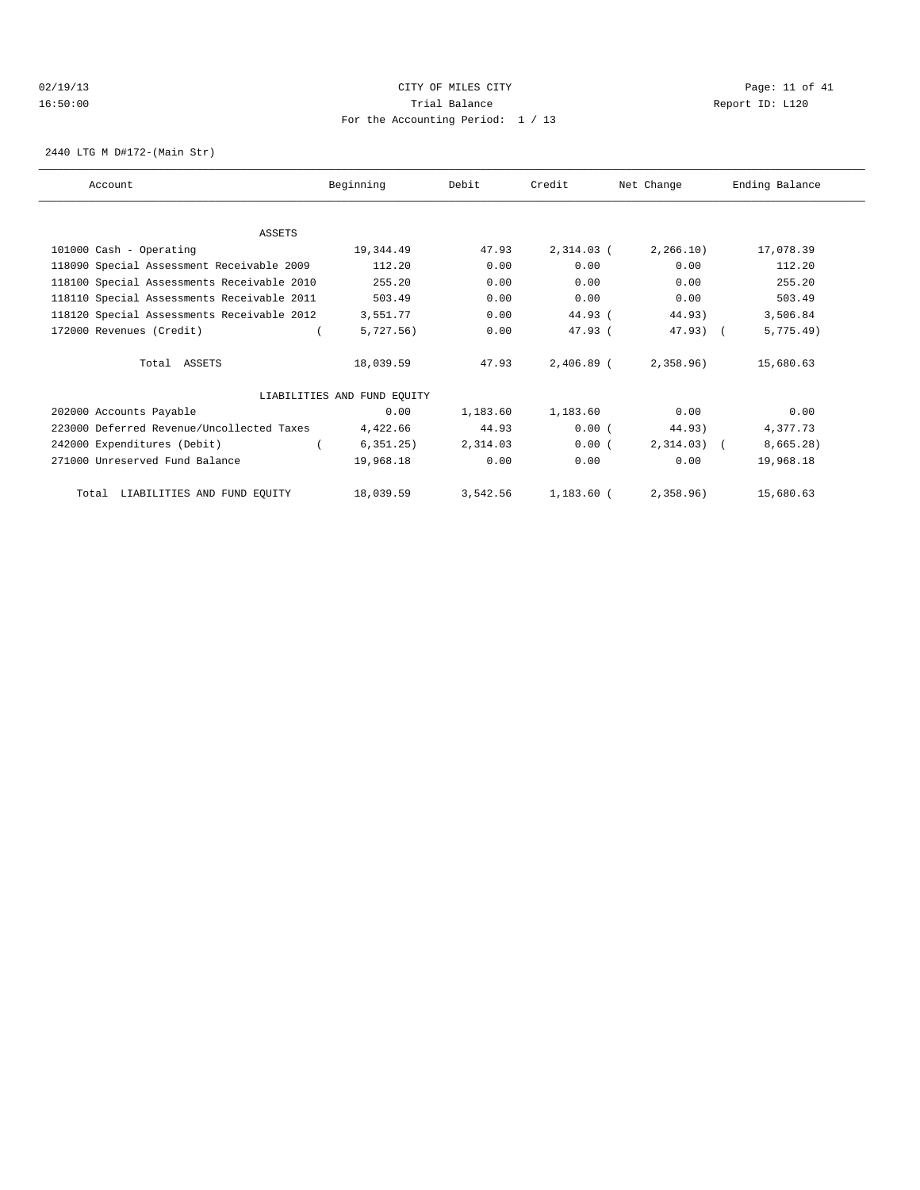CITY OF MILES CITY

Trial Balance

For the Accounting Period: 1 / 13

02/19/13 16:50:00 — Page: 11 of 41 — Report ID: L120

2440 LTG M D#172-(Main Str)

| Account | Beginning | Debit | Credit | Net Change | Ending Balance |
|---|---|---|---|---|---|
| **ASSETS** | | | | | |
| 101000 Cash - Operating | 19,344.49 | 47.93 | 2,314.03 | (2,266.10) | 17,078.39 |
| 118090 Special Assessment Receivable 2009 | 112.20 | 0.00 | 0.00 | 0.00 | 112.20 |
| 118100 Special Assessments Receivable 2010 | 255.20 | 0.00 | 0.00 | 0.00 | 255.20 |
| 118110 Special Assessments Receivable 2011 | 503.49 | 0.00 | 0.00 | 0.00 | 503.49 |
| 118120 Special Assessments Receivable 2012 | 3,551.77 | 0.00 | 44.93 | (44.93) | 3,506.84 |
| 172000 Revenues (Credit) | (5,727.56) | 0.00 | 47.93 | (47.93) | (5,775.49) |
| Total ASSETS | 18,039.59 | 47.93 | 2,406.89 | (2,358.96) | 15,680.63 |
| **LIABILITIES AND FUND EQUITY** | | | | | |
| 202000 Accounts Payable | 0.00 | 1,183.60 | 1,183.60 | 0.00 | 0.00 |
| 223000 Deferred Revenue/Uncollected Taxes | 4,422.66 | 44.93 | 0.00 | (44.93) | 4,377.73 |
| 242000 Expenditures (Debit) | (6,351.25) | 2,314.03 | 0.00 | (2,314.03) | (8,665.28) |
| 271000 Unreserved Fund Balance | 19,968.18 | 0.00 | 0.00 | 0.00 | 19,968.18 |
| Total LIABILITIES AND FUND EQUITY | 18,039.59 | 3,542.56 | 1,183.60 | (2,358.96) | 15,680.63 |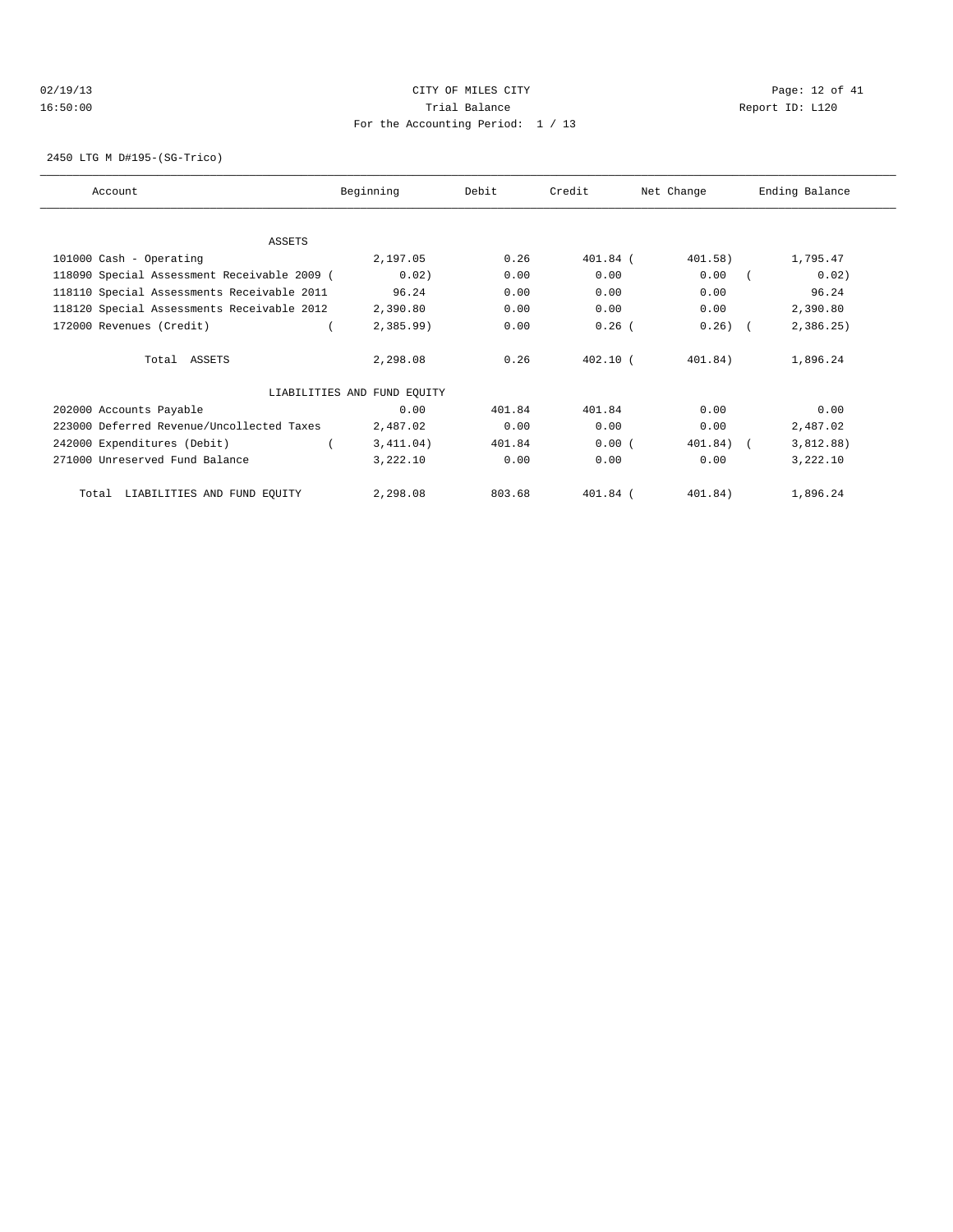CITY OF MILES CITY
Trial Balance
For the Accounting Period: 1 / 13

02/19/13
16:50:00

Report ID: L120

2450 LTG M D#195-(SG-Trico)

| Account | Beginning | Debit | Credit | Net Change | Ending Balance |
|---|---|---|---|---|---|
| ASSETS | | | | | |
| 101000 Cash - Operating | 2,197.05 | 0.26 | 401.84 | ( 401.58) | 1,795.47 |
| 118090 Special Assessment Receivable 2009 | ( 0.02) | 0.00 | 0.00 | 0.00 | ( 0.02) |
| 118110 Special Assessments Receivable 2011 | 96.24 | 0.00 | 0.00 | 0.00 | 96.24 |
| 118120 Special Assessments Receivable 2012 | 2,390.80 | 0.00 | 0.00 | 0.00 | 2,390.80 |
| 172000 Revenues (Credit) | ( 2,385.99) | 0.00 | 0.26 | ( 0.26) | ( 2,386.25) |
| Total ASSETS | 2,298.08 | 0.26 | 402.10 | ( 401.84) | 1,896.24 |
| LIABILITIES AND FUND EQUITY | | | | | |
| 202000 Accounts Payable | 0.00 | 401.84 | 401.84 | 0.00 | 0.00 |
| 223000 Deferred Revenue/Uncollected Taxes | 2,487.02 | 0.00 | 0.00 | 0.00 | 2,487.02 |
| 242000 Expenditures (Debit) | ( 3,411.04) | 401.84 | 0.00 | ( 401.84) | ( 3,812.88) |
| 271000 Unreserved Fund Balance | 3,222.10 | 0.00 | 0.00 | 0.00 | 3,222.10 |
| Total LIABILITIES AND FUND EQUITY | 2,298.08 | 803.68 | 401.84 | ( 401.84) | 1,896.24 |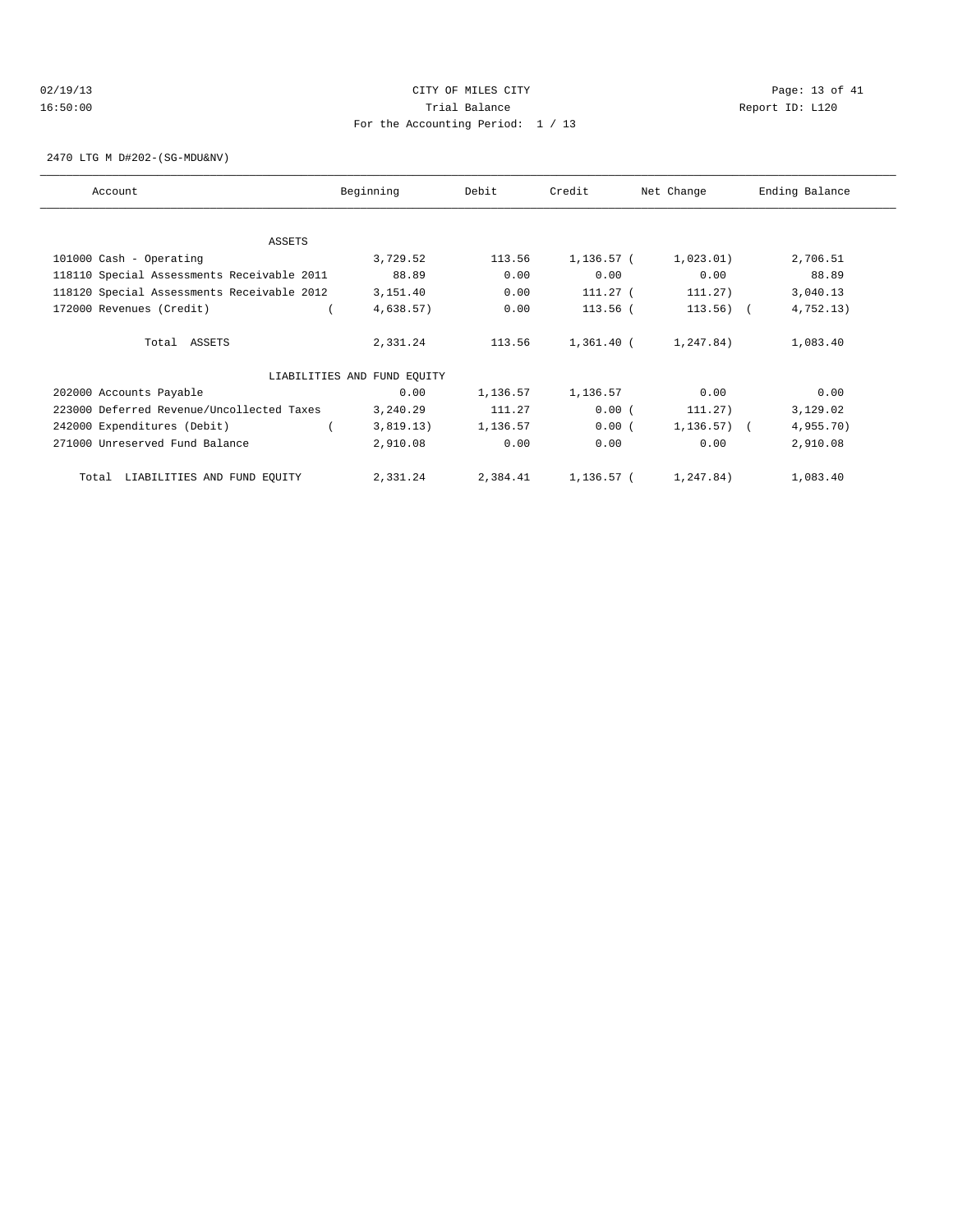CITY OF MILES CITY
Trial Balance
For the Accounting Period: 1 / 13

02/19/13
16:50:00

Report ID: L120

2470 LTG M D#202-(SG-MDU&NV)

| Account | Beginning | Debit | Credit | Net Change | Ending Balance |
|---|---|---|---|---|---|
| ASSETS | | | | | |
| 101000 Cash - Operating | 3,729.52 | 113.56 | 1,136.57 | (1,023.01) | 2,706.51 |
| 118110 Special Assessments Receivable 2011 | 88.89 | 0.00 | 0.00 | 0.00 | 88.89 |
| 118120 Special Assessments Receivable 2012 | 3,151.40 | 0.00 | 111.27 | (111.27) | 3,040.13 |
| 172000 Revenues (Credit) | (4,638.57) | 0.00 | 113.56 | (113.56) | (4,752.13) |
| Total ASSETS | 2,331.24 | 113.56 | 1,361.40 | (1,247.84) | 1,083.40 |
| LIABILITIES AND FUND EQUITY | | | | | |
| 202000 Accounts Payable | 0.00 | 1,136.57 | 1,136.57 | 0.00 | 0.00 |
| 223000 Deferred Revenue/Uncollected Taxes | 3,240.29 | 111.27 | 0.00 | (111.27) | 3,129.02 |
| 242000 Expenditures (Debit) | (3,819.13) | 1,136.57 | 0.00 | (1,136.57) | (4,955.70) |
| 271000 Unreserved Fund Balance | 2,910.08 | 0.00 | 0.00 | 0.00 | 2,910.08 |
| Total LIABILITIES AND FUND EQUITY | 2,331.24 | 2,384.41 | 1,136.57 | (1,247.84) | 1,083.40 |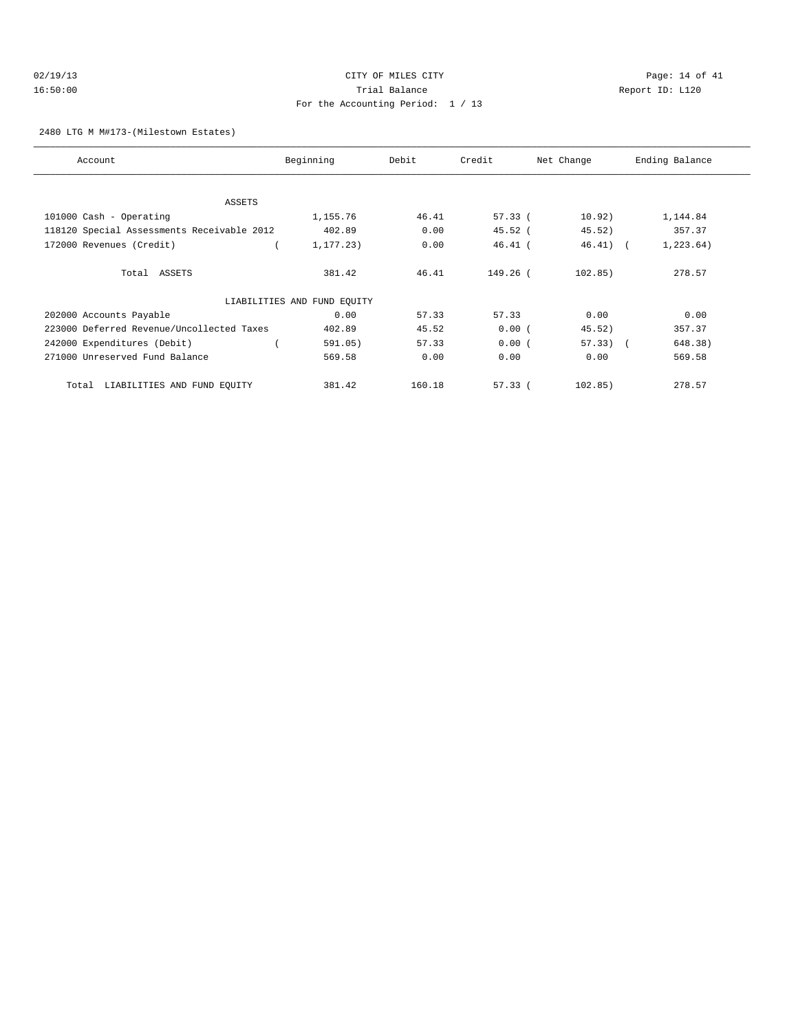CITY OF MILES CITY
Trial Balance
For the Accounting Period: 1 / 13

02/19/13
16:50:00

Report ID: L120

2480 LTG M M#173-(Milestown Estates)

| Account | Beginning | Debit | Credit | Net Change | Ending Balance |
|---|---|---|---|---|---|
| ASSETS | | | | | |
| 101000 Cash - Operating | 1,155.76 | 46.41 | 57.33 | (10.92) | 1,144.84 |
| 118120 Special Assessments Receivable 2012 | 402.89 | 0.00 | 45.52 | (45.52) | 357.37 |
| 172000 Revenues (Credit) | (1,177.23) | 0.00 | 46.41 | (46.41) | (1,223.64) |
| Total ASSETS | 381.42 | 46.41 | 149.26 | (102.85) | 278.57 |
| LIABILITIES AND FUND EQUITY | | | | | |
| 202000 Accounts Payable | 0.00 | 57.33 | 57.33 | 0.00 | 0.00 |
| 223000 Deferred Revenue/Uncollected Taxes | 402.89 | 45.52 | 0.00 | (45.52) | 357.37 |
| 242000 Expenditures (Debit) | (591.05) | 57.33 | 0.00 | (57.33) | (648.38) |
| 271000 Unreserved Fund Balance | 569.58 | 0.00 | 0.00 | 0.00 | 569.58 |
| Total LIABILITIES AND FUND EQUITY | 381.42 | 160.18 | 57.33 | (102.85) | 278.57 |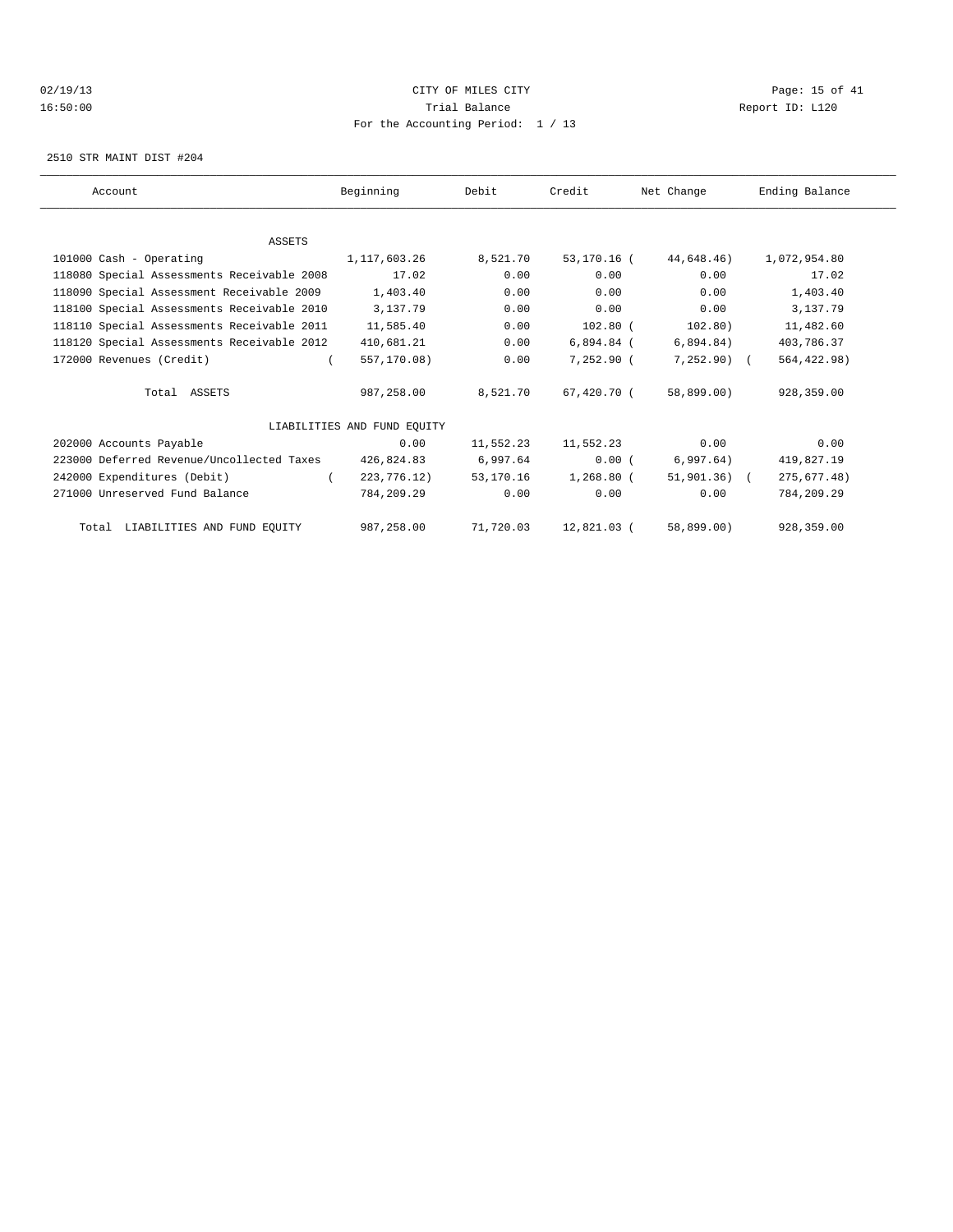CITY OF MILES CITY

Trial Balance

For the Accounting Period: 1 / 13

02/19/13 16:50:00 Report ID: L120

2510 STR MAINT DIST #204

| Account | Beginning | Debit | Credit | Net Change | Ending Balance |
|---|---|---|---|---|---|
| ASSETS | | | | | |
| 101000 Cash - Operating | 1,117,603.26 | 8,521.70 | 53,170.16 | ( 44,648.46) | 1,072,954.80 |
| 118080 Special Assessments Receivable 2008 | 17.02 | 0.00 | 0.00 | 0.00 | 17.02 |
| 118090 Special Assessment Receivable 2009 | 1,403.40 | 0.00 | 0.00 | 0.00 | 1,403.40 |
| 118100 Special Assessments Receivable 2010 | 3,137.79 | 0.00 | 0.00 | 0.00 | 3,137.79 |
| 118110 Special Assessments Receivable 2011 | 11,585.40 | 0.00 | 102.80 | ( 102.80) | 11,482.60 |
| 118120 Special Assessments Receivable 2012 | 410,681.21 | 0.00 | 6,894.84 | ( 6,894.84) | 403,786.37 |
| 172000 Revenues (Credit) | ( 557,170.08) | 0.00 | 7,252.90 | ( 7,252.90) | ( 564,422.98) |
| Total ASSETS | 987,258.00 | 8,521.70 | 67,420.70 | ( 58,899.00) | 928,359.00 |
| LIABILITIES AND FUND EQUITY | | | | | |
| 202000 Accounts Payable | 0.00 | 11,552.23 | 11,552.23 | 0.00 | 0.00 |
| 223000 Deferred Revenue/Uncollected Taxes | 426,824.83 | 6,997.64 | 0.00 | ( 6,997.64) | 419,827.19 |
| 242000 Expenditures (Debit) | ( 223,776.12) | 53,170.16 | 1,268.80 | ( 51,901.36) | ( 275,677.48) |
| 271000 Unreserved Fund Balance | 784,209.29 | 0.00 | 0.00 | 0.00 | 784,209.29 |
| Total LIABILITIES AND FUND EQUITY | 987,258.00 | 71,720.03 | 12,821.03 | ( 58,899.00) | 928,359.00 |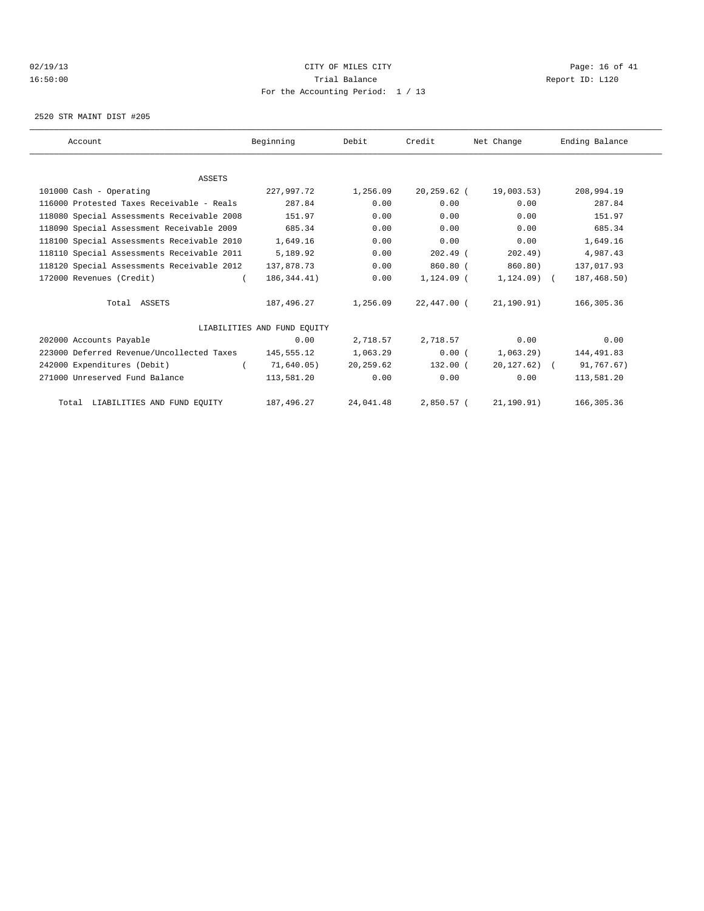CITY OF MILES CITY

Trial Balance

For the Accounting Period: 1 / 13

02/19/13 16:50:00 Report ID: L120

2520 STR MAINT DIST #205

| Account | Beginning | Debit | Credit | Net Change | Ending Balance |
|---|---|---|---|---|---|
| ASSETS | | | | | |
| 101000 Cash - Operating | 227,997.72 | 1,256.09 | 20,259.62 | ( 19,003.53) | 208,994.19 |
| 116000 Protested Taxes Receivable - Reals | 287.84 | 0.00 | 0.00 | 0.00 | 287.84 |
| 118080 Special Assessments Receivable 2008 | 151.97 | 0.00 | 0.00 | 0.00 | 151.97 |
| 118090 Special Assessment Receivable 2009 | 685.34 | 0.00 | 0.00 | 0.00 | 685.34 |
| 118100 Special Assessments Receivable 2010 | 1,649.16 | 0.00 | 0.00 | 0.00 | 1,649.16 |
| 118110 Special Assessments Receivable 2011 | 5,189.92 | 0.00 | 202.49 | ( 202.49) | 4,987.43 |
| 118120 Special Assessments Receivable 2012 | 137,878.73 | 0.00 | 860.80 | ( 860.80) | 137,017.93 |
| 172000 Revenues (Credit) | ( 186,344.41) | 0.00 | 1,124.09 | ( 1,124.09) | ( 187,468.50) |
| Total ASSETS | 187,496.27 | 1,256.09 | 22,447.00 | ( 21,190.91) | 166,305.36 |
| LIABILITIES AND FUND EQUITY | | | | | |
| 202000 Accounts Payable | 0.00 | 2,718.57 | 2,718.57 | 0.00 | 0.00 |
| 223000 Deferred Revenue/Uncollected Taxes | 145,555.12 | 1,063.29 | 0.00 | ( 1,063.29) | 144,491.83 |
| 242000 Expenditures (Debit) | ( 71,640.05) | 20,259.62 | 132.00 | ( 20,127.62) | ( 91,767.67) |
| 271000 Unreserved Fund Balance | 113,581.20 | 0.00 | 0.00 | 0.00 | 113,581.20 |
| Total LIABILITIES AND FUND EQUITY | 187,496.27 | 24,041.48 | 2,850.57 | ( 21,190.91) | 166,305.36 |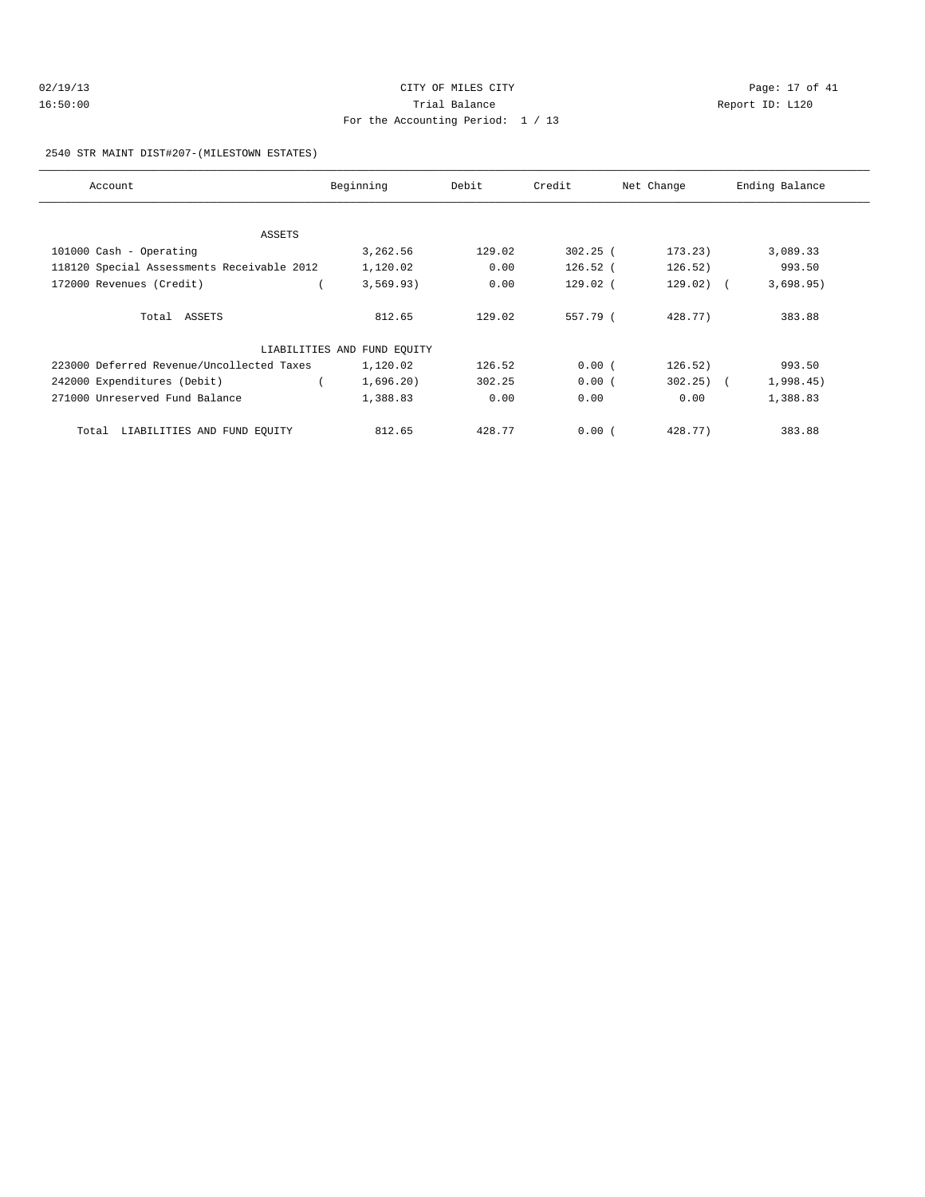CITY OF MILES CITY

Trial Balance

For the Accounting Period: 1 / 13

2540 STR MAINT DIST#207-(MILESTOWN ESTATES)

| Account | Beginning | Debit | Credit | Net Change | Ending Balance |
|---|---|---|---|---|---|
| ASSETS | | | | | |
| 101000 Cash - Operating | 3,262.56 | 129.02 | 302.25 | ( 173.23) | 3,089.33 |
| 118120 Special Assessments Receivable 2012 | 1,120.02 | 0.00 | 126.52 | ( 126.52) | 993.50 |
| 172000 Revenues (Credit) | ( 3,569.93) | 0.00 | 129.02 | ( 129.02) | ( 3,698.95) |
| Total ASSETS | 812.65 | 129.02 | 557.79 | ( 428.77) | 383.88 |
| LIABILITIES AND FUND EQUITY | | | | | |
| 223000 Deferred Revenue/Uncollected Taxes | 1,120.02 | 126.52 | 0.00 | ( 126.52) | 993.50 |
| 242000 Expenditures (Debit) | ( 1,696.20) | 302.25 | 0.00 | ( 302.25) | ( 1,998.45) |
| 271000 Unreserved Fund Balance | 1,388.83 | 0.00 | 0.00 | 0.00 | 1,388.83 |
| Total LIABILITIES AND FUND EQUITY | 812.65 | 428.77 | 0.00 | ( 428.77) | 383.88 |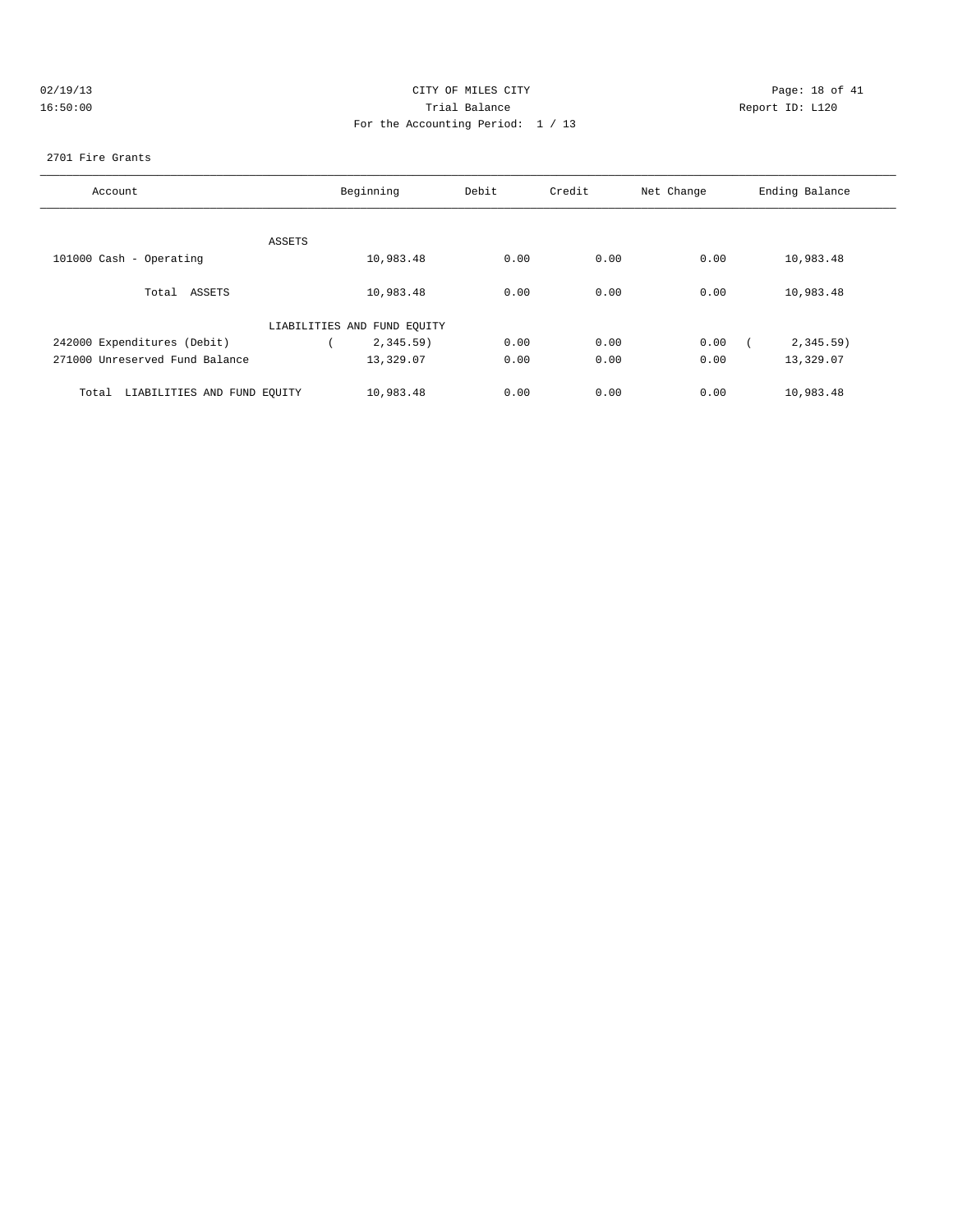CITY OF MILES CITY
Trial Balance
For the Accounting Period: 1 / 13

02/19/13 16:50:00 Report ID: L120

2701 Fire Grants

| Account | Beginning | Debit | Credit | Net Change | Ending Balance |
|---|---|---|---|---|---|
| ASSETS | | | | | |
| 101000 Cash - Operating | 10,983.48 | 0.00 | 0.00 | 0.00 | 10,983.48 |
| Total ASSETS | 10,983.48 | 0.00 | 0.00 | 0.00 | 10,983.48 |
| LIABILITIES AND FUND EQUITY | | | | | |
| 242000 Expenditures (Debit) | ( 2,345.59) | 0.00 | 0.00 | 0.00 | ( 2,345.59) |
| 271000 Unreserved Fund Balance | 13,329.07 | 0.00 | 0.00 | 0.00 | 13,329.07 |
| Total LIABILITIES AND FUND EQUITY | 10,983.48 | 0.00 | 0.00 | 0.00 | 10,983.48 |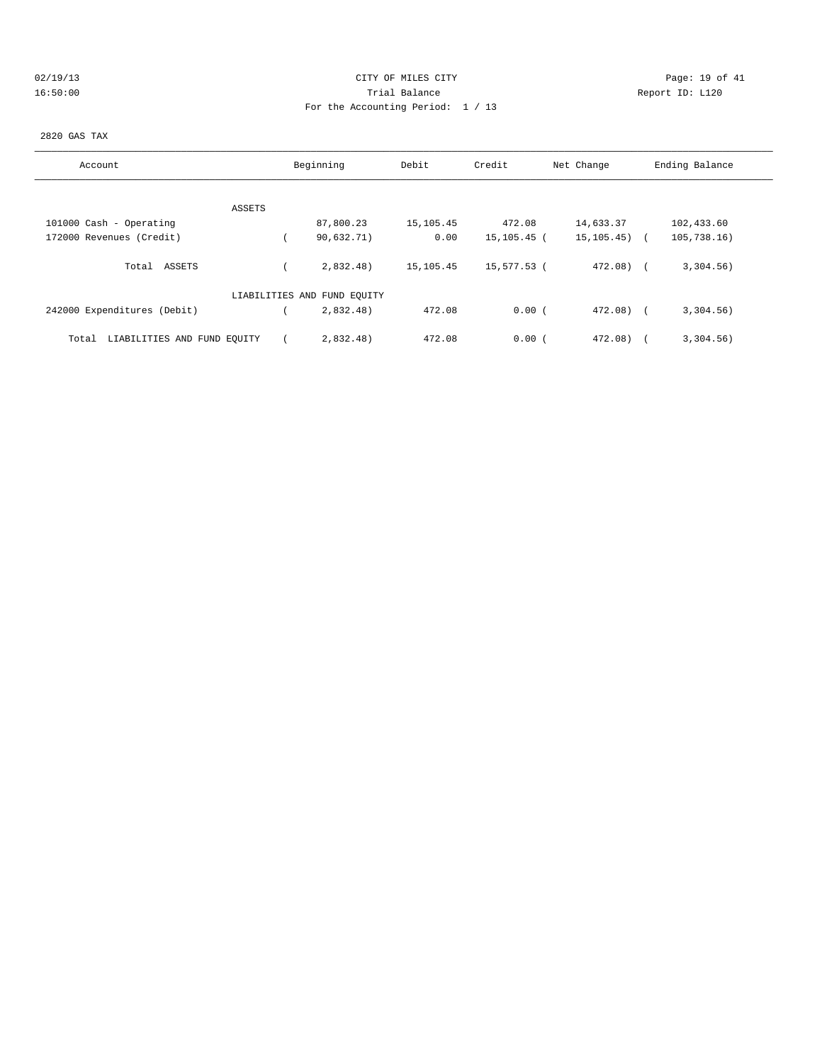CITY OF MILES CITY

Trial Balance

For the Accounting Period: 1 / 13

2820 GAS TAX

| Account | Beginning | Debit | Credit | Net Change | Ending Balance |
|---|---|---|---|---|---|
| ASSETS | | | | | |
| 101000 Cash - Operating | 87,800.23 | 15,105.45 | 472.08 | 14,633.37 | 102,433.60 |
| 172000 Revenues (Credit) | ( 90,632.71) | 0.00 | 15,105.45 | ( 15,105.45) | ( 105,738.16) |
| Total ASSETS | ( 2,832.48) | 15,105.45 | 15,577.53 | ( 472.08) | ( 3,304.56) |
| LIABILITIES AND FUND EQUITY | | | | | |
| 242000 Expenditures (Debit) | ( 2,832.48) | 472.08 | 0.00 | ( 472.08) | ( 3,304.56) |
| Total LIABILITIES AND FUND EQUITY | ( 2,832.48) | 472.08 | 0.00 | ( 472.08) | ( 3,304.56) |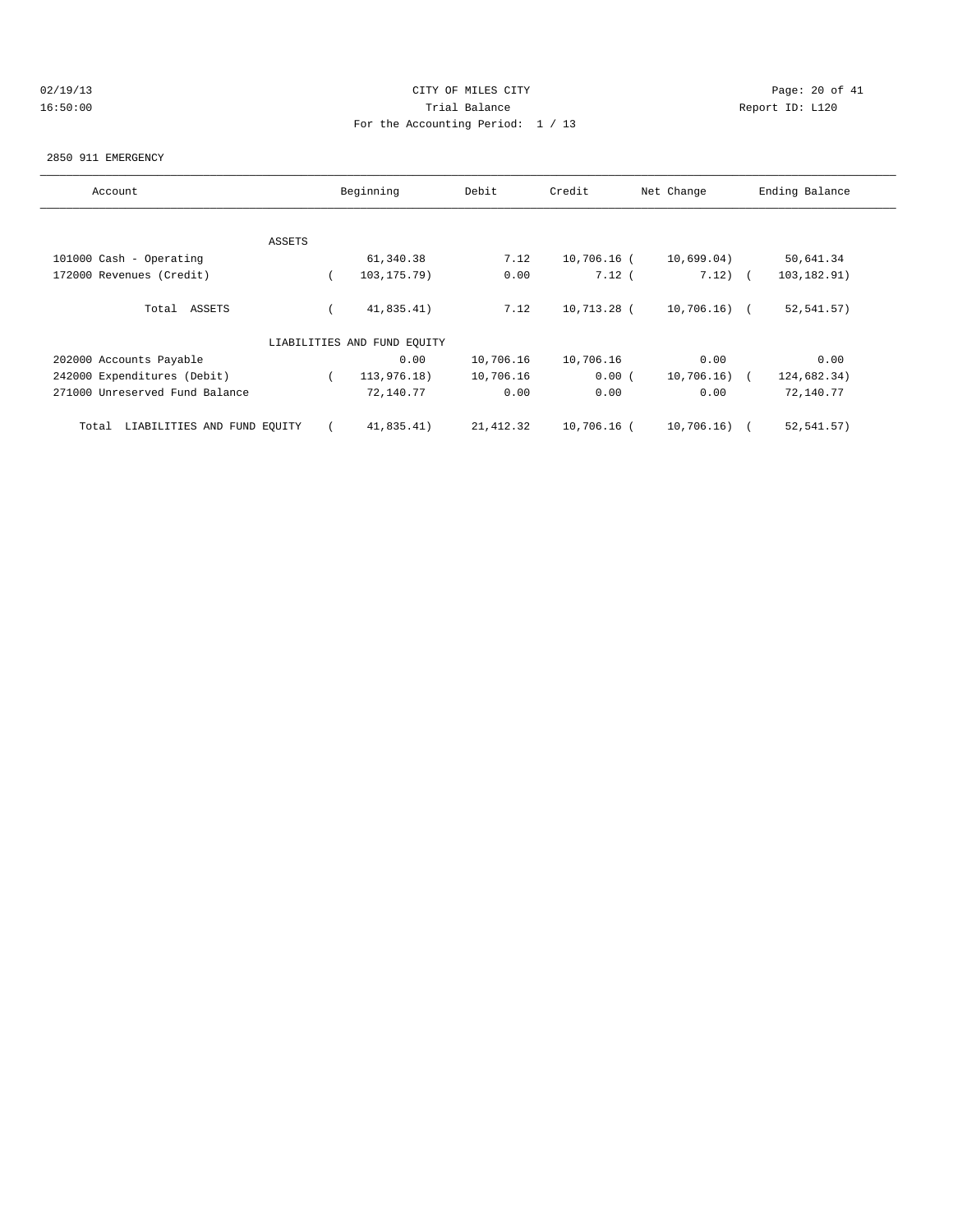CITY OF MILES CITY
Trial Balance
For the Accounting Period: 1 / 13

02/19/13
16:50:00

Report ID: L120

2850 911 EMERGENCY

| Account | Beginning | Debit | Credit | Net Change | Ending Balance |
|---|---|---|---|---|---|
| ASSETS | | | | | |
| 101000 Cash - Operating | 61,340.38 | 7.12 | 10,706.16 | ( 10,699.04) | 50,641.34 |
| 172000 Revenues (Credit) | ( 103,175.79) | 0.00 | 7.12 | ( 7.12) | ( 103,182.91) |
| Total ASSETS | ( 41,835.41) | 7.12 | 10,713.28 | ( 10,706.16) | ( 52,541.57) |
| LIABILITIES AND FUND EQUITY | | | | | |
| 202000 Accounts Payable | 0.00 | 10,706.16 | 10,706.16 | 0.00 | 0.00 |
| 242000 Expenditures (Debit) | ( 113,976.18) | 10,706.16 | 0.00 | ( 10,706.16) | ( 124,682.34) |
| 271000 Unreserved Fund Balance | 72,140.77 | 0.00 | 0.00 | 0.00 | 72,140.77 |
| Total LIABILITIES AND FUND EQUITY | ( 41,835.41) | 21,412.32 | 10,706.16 | ( 10,706.16) | ( 52,541.57) |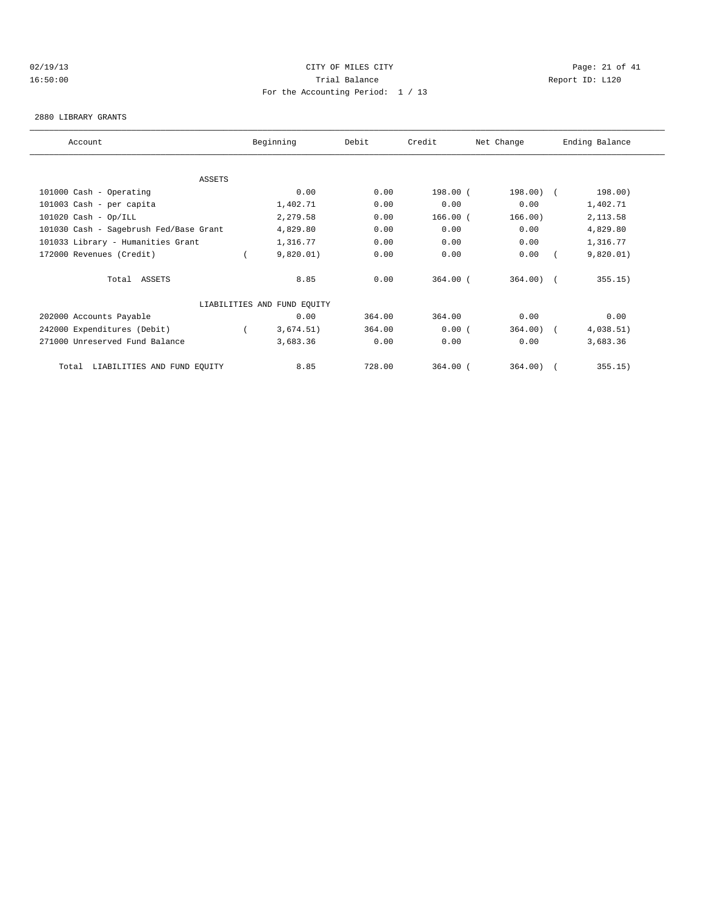CITY OF MILES CITY

Trial Balance

For the Accounting Period: 1 / 13

02/19/13 16:50:00 Report ID: L120

2880 LIBRARY GRANTS

| Account | Beginning | Debit | Credit | Net Change | Ending Balance |
|---|---|---|---|---|---|
| ASSETS | | | | | |
| 101000 Cash - Operating | 0.00 | 0.00 | 198.00 | ( 198.00) | ( 198.00) |
| 101003 Cash - per capita | 1,402.71 | 0.00 | 0.00 | 0.00 | 1,402.71 |
| 101020 Cash - Op/ILL | 2,279.58 | 0.00 | 166.00 | ( 166.00) | 2,113.58 |
| 101030 Cash - Sagebrush Fed/Base Grant | 4,829.80 | 0.00 | 0.00 | 0.00 | 4,829.80 |
| 101033 Library - Humanities Grant | 1,316.77 | 0.00 | 0.00 | 0.00 | 1,316.77 |
| 172000 Revenues (Credit) | ( 9,820.01) | 0.00 | 0.00 | 0.00 | ( 9,820.01) |
| Total ASSETS | 8.85 | 0.00 | 364.00 | ( 364.00) | ( 355.15) |
| LIABILITIES AND FUND EQUITY | | | | | |
| 202000 Accounts Payable | 0.00 | 364.00 | 364.00 | 0.00 | 0.00 |
| 242000 Expenditures (Debit) | ( 3,674.51) | 364.00 | 0.00 | ( 364.00) | ( 4,038.51) |
| 271000 Unreserved Fund Balance | 3,683.36 | 0.00 | 0.00 | 0.00 | 3,683.36 |
| Total LIABILITIES AND FUND EQUITY | 8.85 | 728.00 | 364.00 | ( 364.00) | ( 355.15) |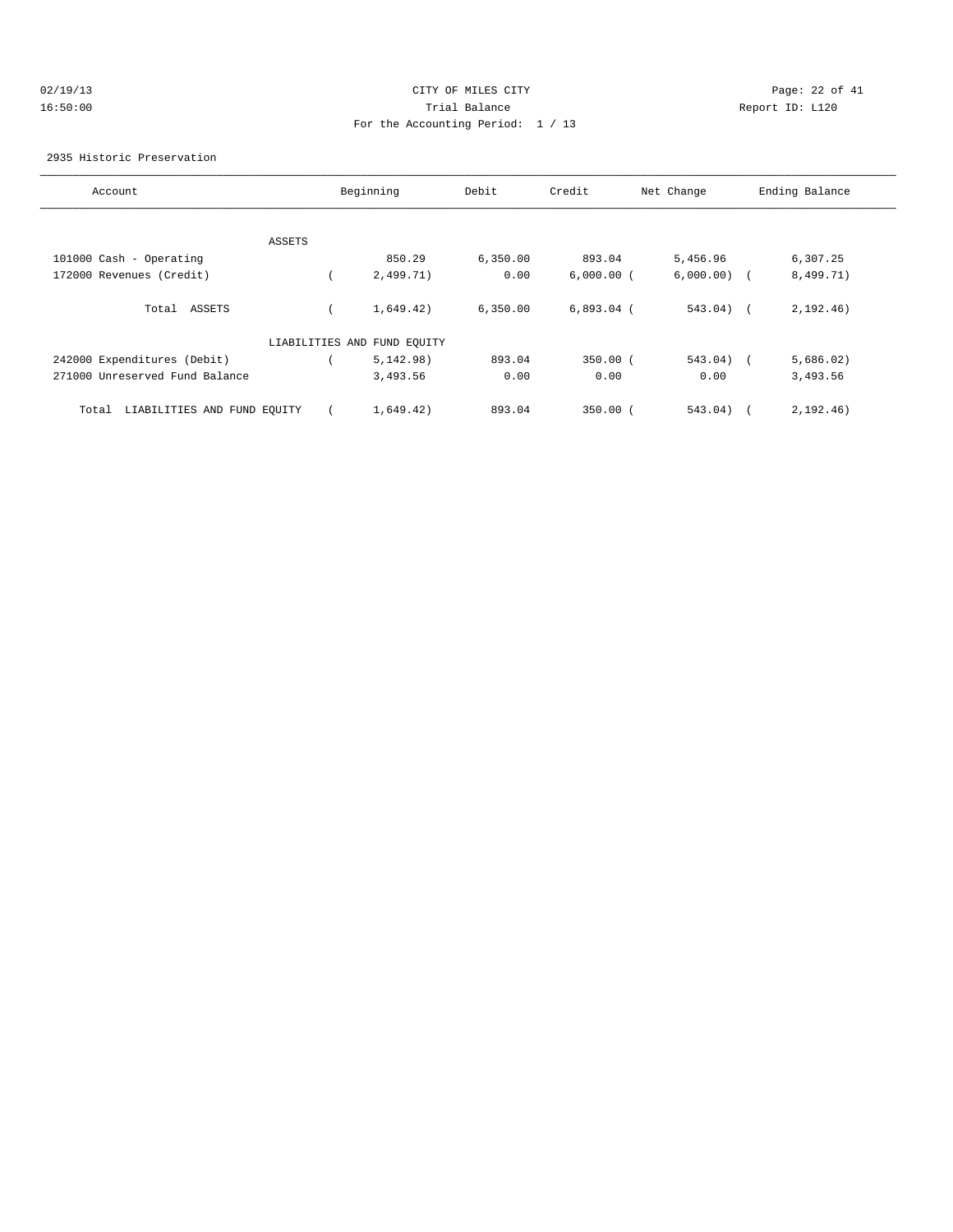CITY OF MILES CITY

Trial Balance

For the Accounting Period: 1 / 13

02/19/13 16:50:00 — Report ID: L120

2935 Historic Preservation

| Account | Beginning | Debit | Credit | Net Change | Ending Balance |
|---|---|---|---|---|---|
| ASSETS | | | | | |
| 101000 Cash - Operating | 850.29 | 6,350.00 | 893.04 | 5,456.96 | 6,307.25 |
| 172000 Revenues (Credit) | ( 2,499.71) | 0.00 | 6,000.00 | ( 6,000.00) | ( 8,499.71) |
| Total ASSETS | ( 1,649.42) | 6,350.00 | 6,893.04 | ( 543.04) | ( 2,192.46) |
| LIABILITIES AND FUND EQUITY | | | | | |
| 242000 Expenditures (Debit) | ( 5,142.98) | 893.04 | 350.00 | ( 543.04) | ( 5,686.02) |
| 271000 Unreserved Fund Balance | 3,493.56 | 0.00 | 0.00 | 0.00 | 3,493.56 |
| Total LIABILITIES AND FUND EQUITY | ( 1,649.42) | 893.04 | 350.00 | ( 543.04) | ( 2,192.46) |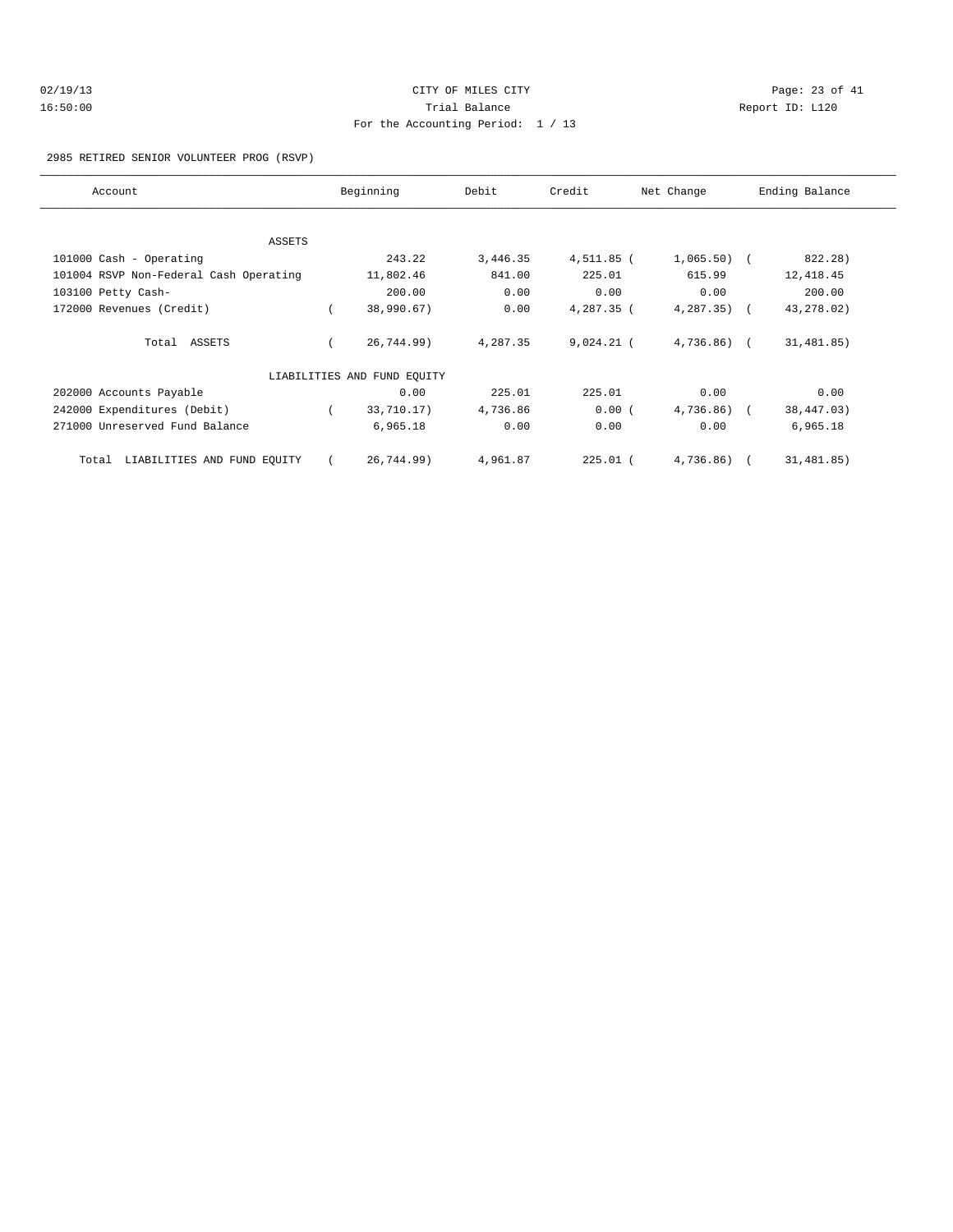CITY OF MILES CITY

Trial Balance

For the Accounting Period: 1 / 13

2985 RETIRED SENIOR VOLUNTEER PROG (RSVP)

| Account | Beginning | Debit | Credit | Net Change | Ending Balance |
|---|---|---|---|---|---|
| ASSETS | | | | | |
| 101000 Cash - Operating | 243.22 | 3,446.35 | 4,511.85 | ( 1,065.50) | ( 822.28) |
| 101004 RSVP Non-Federal Cash Operating | 11,802.46 | 841.00 | 225.01 | 615.99 | 12,418.45 |
| 103100 Petty Cash- | 200.00 | 0.00 | 0.00 | 0.00 | 200.00 |
| 172000 Revenues (Credit) | ( 38,990.67) | 0.00 | 4,287.35 | ( 4,287.35) | ( 43,278.02) |
| Total ASSETS | ( 26,744.99) | 4,287.35 | 9,024.21 | ( 4,736.86) | ( 31,481.85) |
| LIABILITIES AND FUND EQUITY | | | | | |
| 202000 Accounts Payable | 0.00 | 225.01 | 225.01 | 0.00 | 0.00 |
| 242000 Expenditures (Debit) | ( 33,710.17) | 4,736.86 | 0.00 | ( 4,736.86) | ( 38,447.03) |
| 271000 Unreserved Fund Balance | 6,965.18 | 0.00 | 0.00 | 0.00 | 6,965.18 |
| Total LIABILITIES AND FUND EQUITY | ( 26,744.99) | 4,961.87 | 225.01 | ( 4,736.86) | ( 31,481.85) |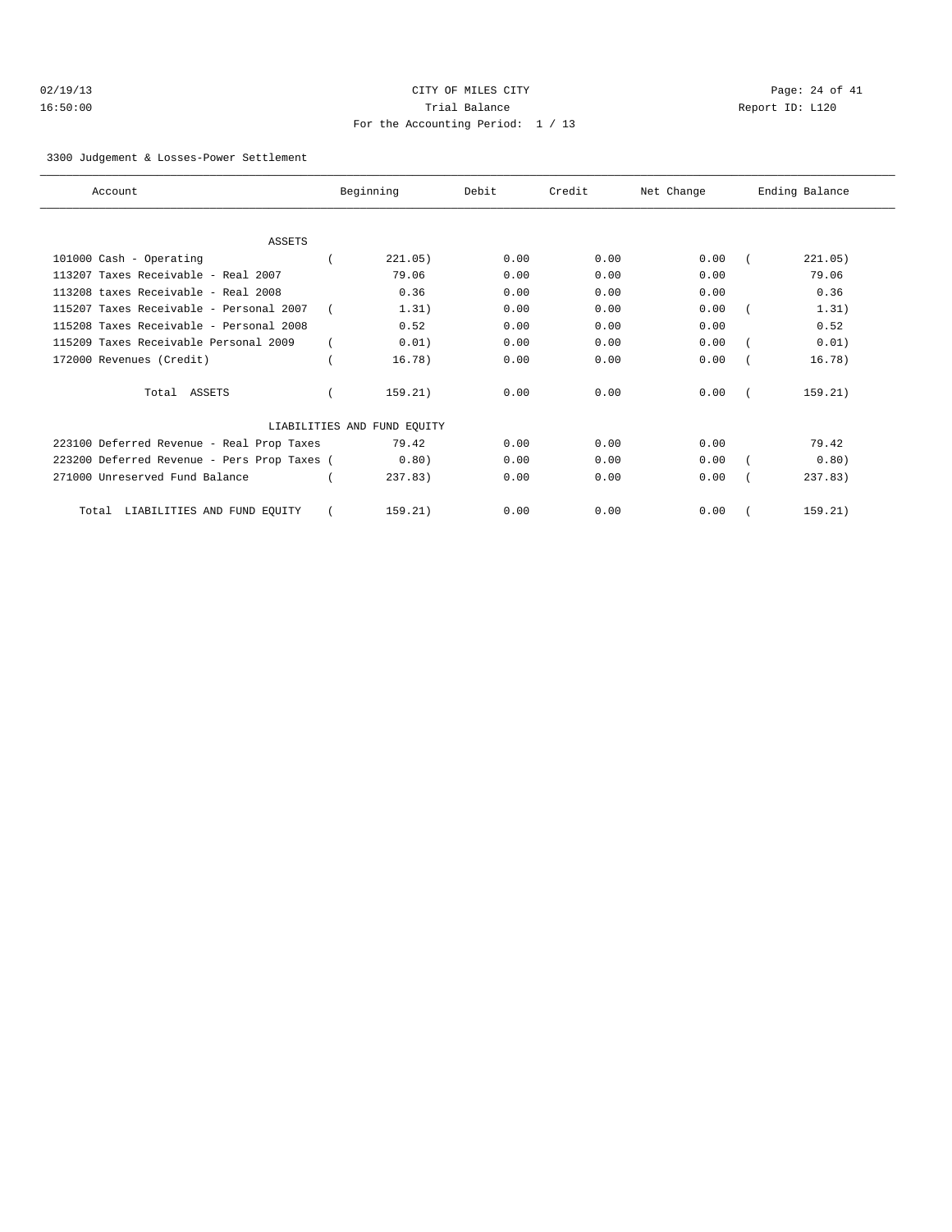CITY OF MILES CITY
Trial Balance
For the Accounting Period: 1 / 13

02/19/13
16:50:00

Report ID: L120

3300 Judgement & Losses-Power Settlement

| Account | Beginning | Debit | Credit | Net Change | Ending Balance |
|---|---|---|---|---|---|
| ASSETS | | | | | |
| 101000 Cash - Operating | ( 221.05) | 0.00 | 0.00 | 0.00 | ( 221.05) |
| 113207 Taxes Receivable - Real 2007 | 79.06 | 0.00 | 0.00 | 0.00 | 79.06 |
| 113208 taxes Receivable - Real 2008 | 0.36 | 0.00 | 0.00 | 0.00 | 0.36 |
| 115207 Taxes Receivable - Personal 2007 | ( 1.31) | 0.00 | 0.00 | 0.00 | ( 1.31) |
| 115208 Taxes Receivable - Personal 2008 | 0.52 | 0.00 | 0.00 | 0.00 | 0.52 |
| 115209 Taxes Receivable Personal 2009 | ( 0.01) | 0.00 | 0.00 | 0.00 | ( 0.01) |
| 172000 Revenues (Credit) | ( 16.78) | 0.00 | 0.00 | 0.00 | ( 16.78) |
| Total ASSETS | ( 159.21) | 0.00 | 0.00 | 0.00 | ( 159.21) |
| LIABILITIES AND FUND EQUITY | | | | | |
| 223100 Deferred Revenue - Real Prop Taxes | 79.42 | 0.00 | 0.00 | 0.00 | 79.42 |
| 223200 Deferred Revenue - Pers Prop Taxes | ( 0.80) | 0.00 | 0.00 | 0.00 | ( 0.80) |
| 271000 Unreserved Fund Balance | ( 237.83) | 0.00 | 0.00 | 0.00 | ( 237.83) |
| Total LIABILITIES AND FUND EQUITY | ( 159.21) | 0.00 | 0.00 | 0.00 | ( 159.21) |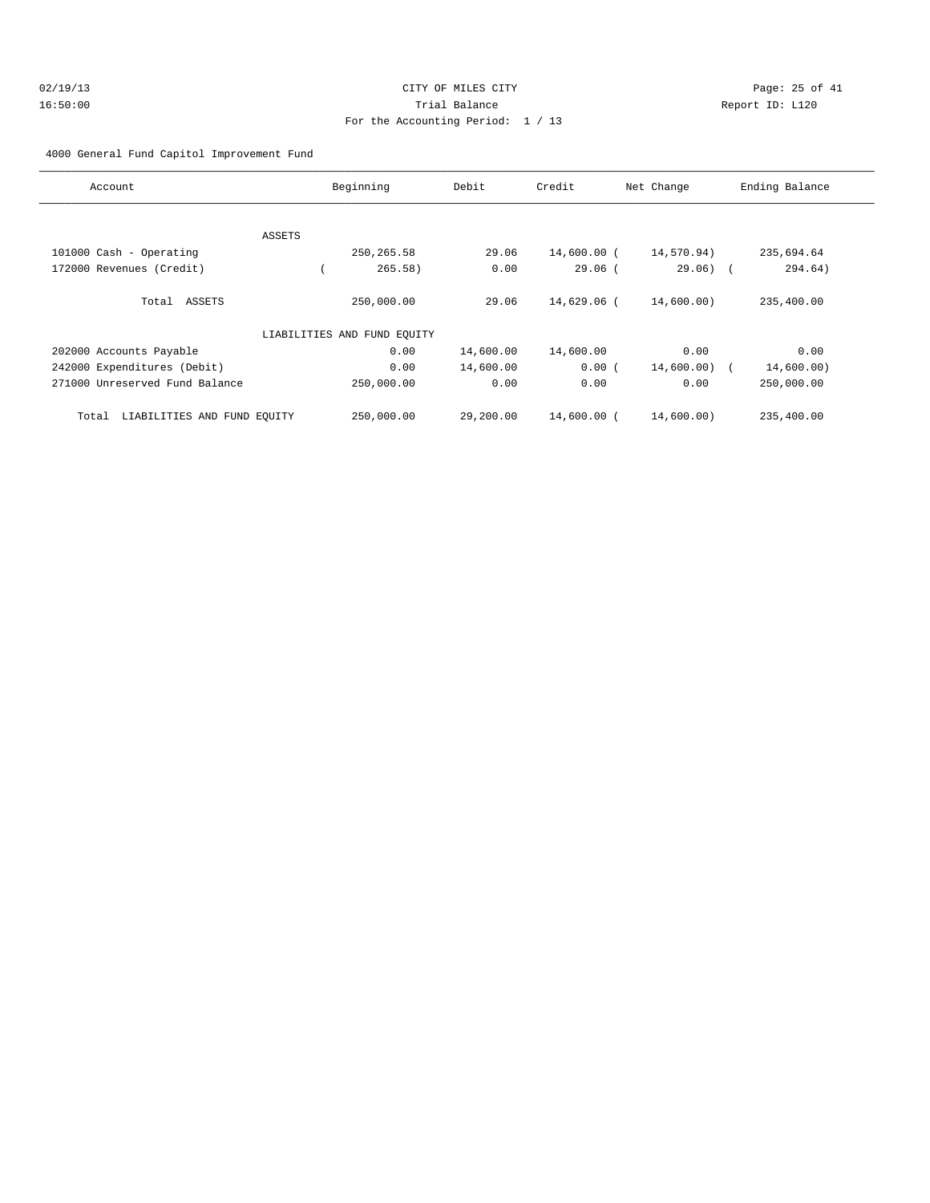02/19/13 CITY OF MILES CITY
16:50:00 Trial Balance Report ID: L120
For the Accounting Period: 1 / 13

4000 General Fund Capitol Improvement Fund

| Account | Beginning | Debit | Credit | Net Change | Ending Balance |
|---|---|---|---|---|---|
| ASSETS | | | | | |
| 101000 Cash - Operating | 250,265.58 | 29.06 | 14,600.00 | ( 14,570.94) | 235,694.64 |
| 172000 Revenues (Credit) | ( 265.58) | 0.00 | 29.06 | ( 29.06) | ( 294.64) |
| Total ASSETS | 250,000.00 | 29.06 | 14,629.06 | ( 14,600.00) | 235,400.00 |
| LIABILITIES AND FUND EQUITY | | | | | |
| 202000 Accounts Payable | 0.00 | 14,600.00 | 14,600.00 | 0.00 | 0.00 |
| 242000 Expenditures (Debit) | 0.00 | 14,600.00 | 0.00 | ( 14,600.00) | ( 14,600.00) |
| 271000 Unreserved Fund Balance | 250,000.00 | 0.00 | 0.00 | 0.00 | 250,000.00 |
| Total LIABILITIES AND FUND EQUITY | 250,000.00 | 29,200.00 | 14,600.00 | ( 14,600.00) | 235,400.00 |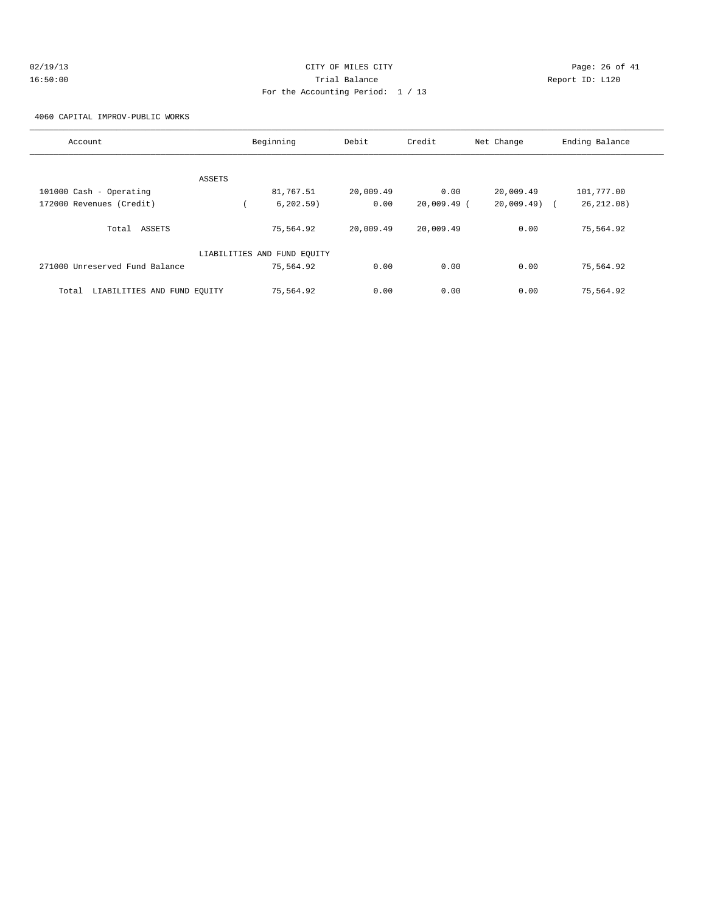CITY OF MILES CITY

Trial Balance

For the Accounting Period: 1 / 13

02/19/13 16:50:00 Report ID: L120

4060 CAPITAL IMPROV-PUBLIC WORKS

| Account | Beginning | Debit | Credit | Net Change | Ending Balance |
|---|---|---|---|---|---|
| ASSETS | | | | | |
| 101000 Cash - Operating | 81,767.51 | 20,009.49 | 0.00 | 20,009.49 | 101,777.00 |
| 172000 Revenues (Credit) | ( 6,202.59) | 0.00 | 20,009.49 | ( 20,009.49) | ( 26,212.08) |
| Total ASSETS | 75,564.92 | 20,009.49 | 20,009.49 | 0.00 | 75,564.92 |
| LIABILITIES AND FUND EQUITY | | | | | |
| 271000 Unreserved Fund Balance | 75,564.92 | 0.00 | 0.00 | 0.00 | 75,564.92 |
| Total LIABILITIES AND FUND EQUITY | 75,564.92 | 0.00 | 0.00 | 0.00 | 75,564.92 |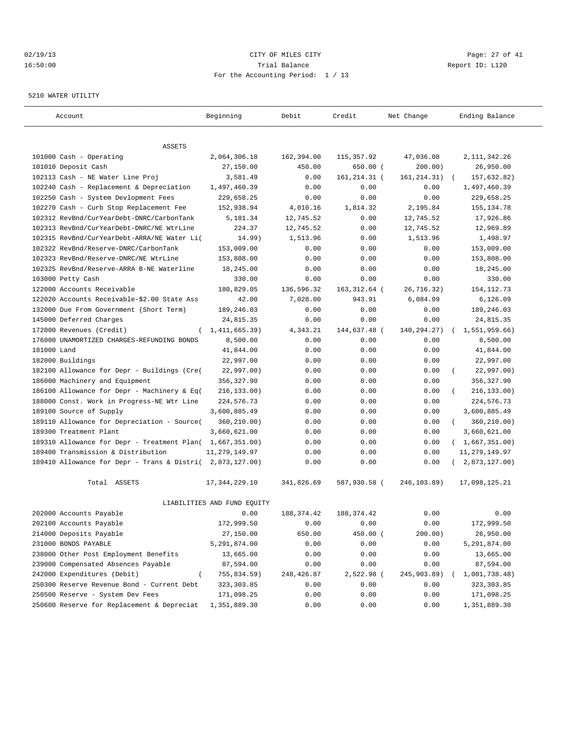CITY OF MILES CITY

Trial Balance

For the Accounting Period: 1 / 13

5210 WATER UTILITY

| Account | Beginning | Debit | Credit | Net Change | Ending Balance |
|---|---|---|---|---|---|
| ASSETS | | | | | |
| 101000 Cash - Operating | 2,064,306.18 | 162,394.00 | 115,357.92 | 47,036.08 | 2,111,342.26 |
| 101010 Deposit Cash | 27,150.00 | 450.00 | 650.00 | (200.00) | 26,950.00 |
| 102113 Cash - NE Water Line Proj | 3,581.49 | 0.00 | 161,214.31 | (161,214.31) | (157,632.82) |
| 102240 Cash - Replacement & Depreciation | 1,497,460.39 | 0.00 | 0.00 | 0.00 | 1,497,460.39 |
| 102250 Cash - System Devlopment Fees | 229,658.25 | 0.00 | 0.00 | 0.00 | 229,658.25 |
| 102270 Cash - Curb Stop Replacement Fee | 152,938.94 | 4,010.16 | 1,814.32 | 2,195.84 | 155,134.78 |
| 102312 RevBnd/CurYearDebt-DNRC/CarbonTank | 5,181.34 | 12,745.52 | 0.00 | 12,745.52 | 17,926.86 |
| 102313 RevBnd/CurYearDebt-DNRC/NE WtrLine | 224.37 | 12,745.52 | 0.00 | 12,745.52 | 12,969.89 |
| 102315 RevBnd/CurYearDebt-ARRA/NE Water Li | (14.99) | 1,513.96 | 0.00 | 1,513.96 | 1,498.97 |
| 102322 RevBnd/Reserve-DNRC/CarbonTank | 153,009.00 | 0.00 | 0.00 | 0.00 | 153,009.00 |
| 102323 RevBnd/Reserve-DNRC/NE WtrLine | 153,808.00 | 0.00 | 0.00 | 0.00 | 153,808.00 |
| 102325 RevBnd/Reserve-ARRA B-NE Waterline | 18,245.00 | 0.00 | 0.00 | 0.00 | 18,245.00 |
| 103000 Petty Cash | 330.00 | 0.00 | 0.00 | 0.00 | 330.00 |
| 122000 Accounts Receivable | 180,829.05 | 136,596.32 | 163,312.64 | (26,716.32) | 154,112.73 |
| 122020 Accounts Receivable-$2.00 State Ass | 42.00 | 7,028.00 | 943.91 | 6,084.09 | 6,126.09 |
| 132000 Due From Government (Short Term) | 189,246.03 | 0.00 | 0.00 | 0.00 | 189,246.03 |
| 145000 Deferred Charges | 24,815.35 | 0.00 | 0.00 | 0.00 | 24,815.35 |
| 172000 Revenues (Credit) | (1,411,665.39) | 4,343.21 | 144,637.48 | (140,294.27) | (1,551,959.66) |
| 176000 UNAMORTIZED CHARGES-REFUNDING BONDS | 8,500.00 | 0.00 | 0.00 | 0.00 | 8,500.00 |
| 181000 Land | 41,844.00 | 0.00 | 0.00 | 0.00 | 41,844.00 |
| 182000 Buildings | 22,997.00 | 0.00 | 0.00 | 0.00 | 22,997.00 |
| 182100 Allowance for Depr - Buildings (Cre | (22,997.00) | 0.00 | 0.00 | 0.00 | (22,997.00) |
| 186000 Machinery and Equipment | 356,327.90 | 0.00 | 0.00 | 0.00 | 356,327.90 |
| 186100 Allowance for Depr - Machinery & Eq | (216,133.00) | 0.00 | 0.00 | 0.00 | (216,133.00) |
| 188000 Const. Work in Progress-NE Wtr Line | 224,576.73 | 0.00 | 0.00 | 0.00 | 224,576.73 |
| 189100 Source of Supply | 3,600,885.49 | 0.00 | 0.00 | 0.00 | 3,600,885.49 |
| 189110 Allowance for Depreciation - Source | (360,210.00) | 0.00 | 0.00 | 0.00 | (360,210.00) |
| 189300 Treatment Plant | 3,660,621.00 | 0.00 | 0.00 | 0.00 | 3,660,621.00 |
| 189310 Allowance for Depr - Treatment Plan | (1,667,351.00) | 0.00 | 0.00 | 0.00 | (1,667,351.00) |
| 189400 Transmission & Distribution | 11,279,149.97 | 0.00 | 0.00 | 0.00 | 11,279,149.97 |
| 189410 Allowance for Depr - Trans & Distri | (2,873,127.00) | 0.00 | 0.00 | 0.00 | (2,873,127.00) |
| Total ASSETS | 17,344,229.10 | 341,826.69 | 587,930.58 | (246,103.89) | 17,098,125.21 |
| LIABILITIES AND FUND EQUITY | | | | | |
| 202000 Accounts Payable | 0.00 | 188,374.42 | 188,374.42 | 0.00 | 0.00 |
| 202100 Accounts Payable | 172,999.50 | 0.00 | 0.00 | 0.00 | 172,999.50 |
| 214000 Deposits Payable | 27,150.00 | 650.00 | 450.00 | (200.00) | 26,950.00 |
| 231000 BONDS PAYABLE | 5,291,874.00 | 0.00 | 0.00 | 0.00 | 5,291,874.00 |
| 238000 Other Post Employment Benefits | 13,665.00 | 0.00 | 0.00 | 0.00 | 13,665.00 |
| 239000 Compensated Absences Payable | 87,594.00 | 0.00 | 0.00 | 0.00 | 87,594.00 |
| 242000 Expenditures (Debit) | (755,834.59) | 248,426.87 | 2,522.98 | (245,903.89) | (1,001,738.48) |
| 250300 Reserve Revenue Bond - Current Debt | 323,303.85 | 0.00 | 0.00 | 0.00 | 323,303.85 |
| 250500 Reserve - System Dev Fees | 171,098.25 | 0.00 | 0.00 | 0.00 | 171,098.25 |
| 250600 Reserve for Replacement & Depreciat | 1,351,889.30 | 0.00 | 0.00 | 0.00 | 1,351,889.30 |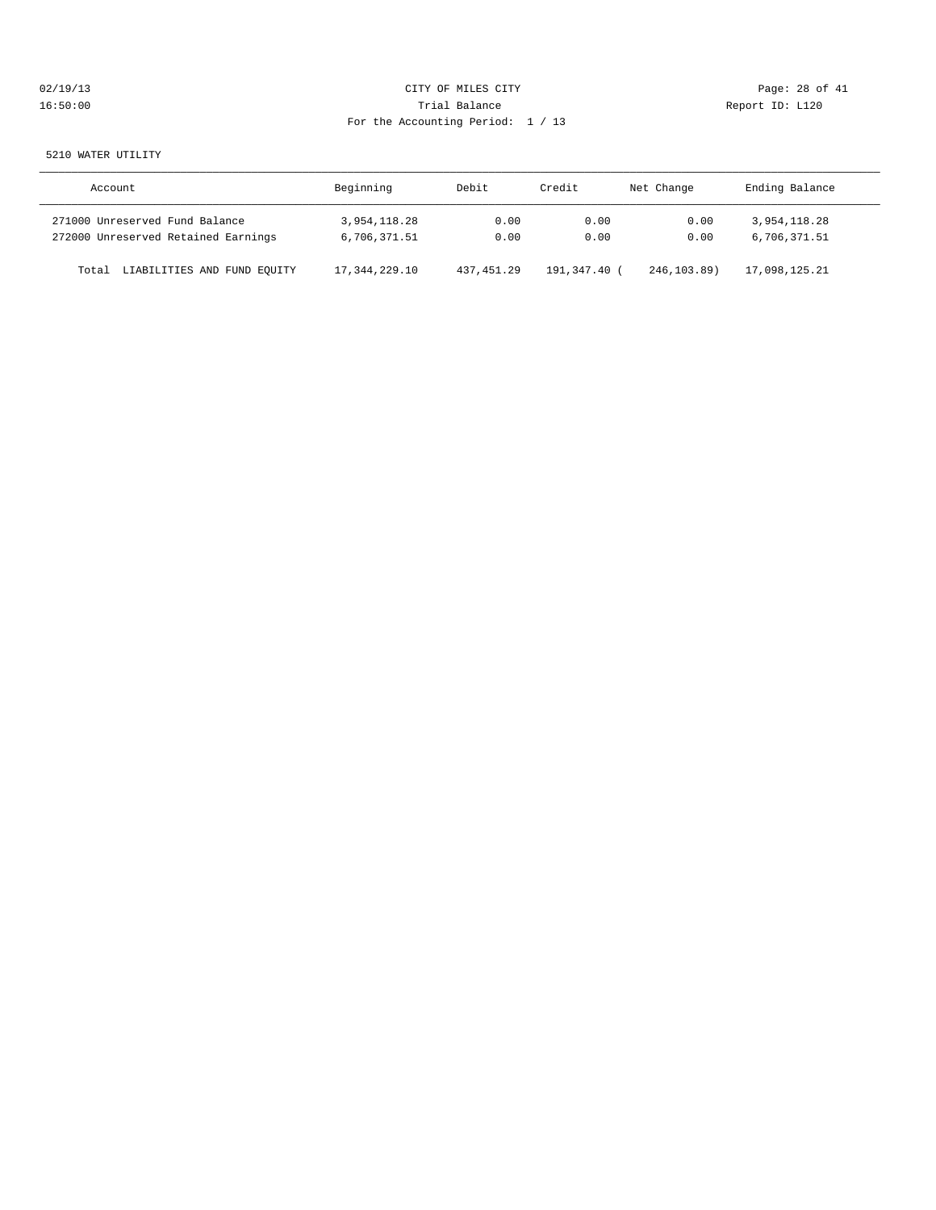CITY OF MILES CITY
Trial Balance
For the Accounting Period: 1 / 13

02/19/13
16:50:00

Report ID: L120

5210 WATER UTILITY

| Account | Beginning | Debit | Credit | Net Change | Ending Balance |
|---|---|---|---|---|---|
| 271000 Unreserved Fund Balance | 3,954,118.28 | 0.00 | 0.00 | 0.00 | 3,954,118.28 |
| 272000 Unreserved Retained Earnings | 6,706,371.51 | 0.00 | 0.00 | 0.00 | 6,706,371.51 |
| Total LIABILITIES AND FUND EQUITY | 17,344,229.10 | 437,451.29 | 191,347.40 | ( 246,103.89) | 17,098,125.21 |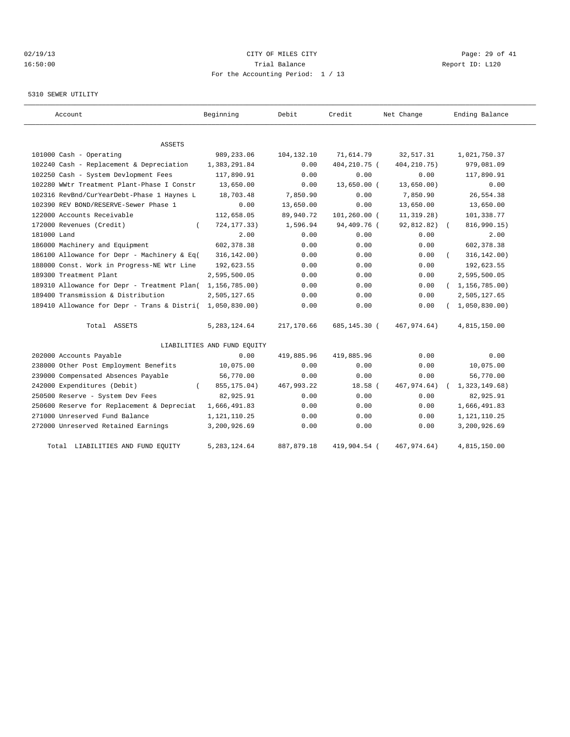CITY OF MILES CITY
Trial Balance
For the Accounting Period: 1 / 13

02/19/13
16:50:00

Report ID: L120

5310 SEWER UTILITY

| Account | Beginning | Debit | Credit | Net Change | Ending Balance |
|---|---|---|---|---|---|
| **ASSETS** | | | | | |
| 101000 Cash - Operating | 989,233.06 | 104,132.10 | 71,614.79 | 32,517.31 | 1,021,750.37 |
| 102240 Cash - Replacement & Depreciation | 1,383,291.84 | 0.00 | 404,210.75 | (404,210.75) | 979,081.09 |
| 102250 Cash - System Devlopment Fees | 117,890.91 | 0.00 | 0.00 | 0.00 | 117,890.91 |
| 102280 WWtr Treatment Plant-Phase I Constr | 13,650.00 | 0.00 | 13,650.00 | (13,650.00) | 0.00 |
| 102316 RevBnd/CurYearDebt-Phase 1 Haynes L | 18,703.48 | 7,850.90 | 0.00 | 7,850.90 | 26,554.38 |
| 102390 REV BOND/RESERVE-Sewer Phase 1 | 0.00 | 13,650.00 | 0.00 | 13,650.00 | 13,650.00 |
| 122000 Accounts Receivable | 112,658.05 | 89,940.72 | 101,260.00 | (11,319.28) | 101,338.77 |
| 172000 Revenues (Credit) | (724,177.33) | 1,596.94 | 94,409.76 | (92,812.82) | (816,990.15) |
| 181000 Land | 2.00 | 0.00 | 0.00 | 0.00 | 2.00 |
| 186000 Machinery and Equipment | 602,378.38 | 0.00 | 0.00 | 0.00 | 602,378.38 |
| 186100 Allowance for Depr - Machinery & Eq | (316,142.00) | 0.00 | 0.00 | 0.00 | (316,142.00) |
| 188000 Const. Work in Progress-NE Wtr Line | 192,623.55 | 0.00 | 0.00 | 0.00 | 192,623.55 |
| 189300 Treatment Plant | 2,595,500.05 | 0.00 | 0.00 | 0.00 | 2,595,500.05 |
| 189310 Allowance for Depr - Treatment Plan | (1,156,785.00) | 0.00 | 0.00 | 0.00 | (1,156,785.00) |
| 189400 Transmission & Distribution | 2,505,127.65 | 0.00 | 0.00 | 0.00 | 2,505,127.65 |
| 189410 Allowance for Depr - Trans & Distri | (1,050,830.00) | 0.00 | 0.00 | 0.00 | (1,050,830.00) |
| Total ASSETS | 5,283,124.64 | 217,170.66 | 685,145.30 | (467,974.64) | 4,815,150.00 |
| **LIABILITIES AND FUND EQUITY** | | | | | |
| 202000 Accounts Payable | 0.00 | 419,885.96 | 419,885.96 | 0.00 | 0.00 |
| 238000 Other Post Employment Benefits | 10,075.00 | 0.00 | 0.00 | 0.00 | 10,075.00 |
| 239000 Compensated Absences Payable | 56,770.00 | 0.00 | 0.00 | 0.00 | 56,770.00 |
| 242000 Expenditures (Debit) | (855,175.04) | 467,993.22 | 18.58 | (467,974.64) | (1,323,149.68) |
| 250500 Reserve - System Dev Fees | 82,925.91 | 0.00 | 0.00 | 0.00 | 82,925.91 |
| 250600 Reserve for Replacement & Depreciat | 1,666,491.83 | 0.00 | 0.00 | 0.00 | 1,666,491.83 |
| 271000 Unreserved Fund Balance | 1,121,110.25 | 0.00 | 0.00 | 0.00 | 1,121,110.25 |
| 272000 Unreserved Retained Earnings | 3,200,926.69 | 0.00 | 0.00 | 0.00 | 3,200,926.69 |
| Total LIABILITIES AND FUND EQUITY | 5,283,124.64 | 887,879.18 | 419,904.54 | (467,974.64) | 4,815,150.00 |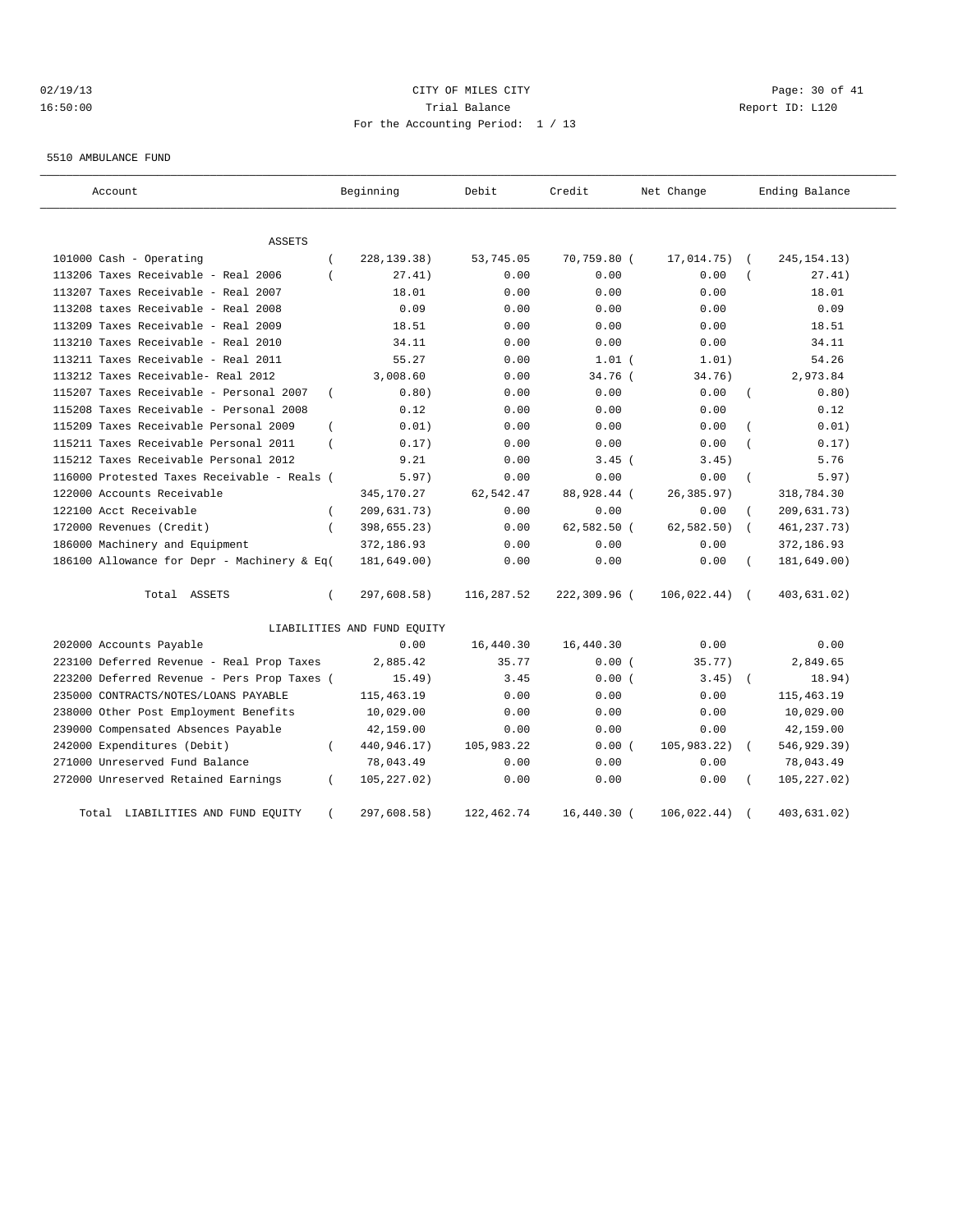CITY OF MILES CITY

Trial Balance

For the Accounting Period: 1 / 13

5510 AMBULANCE FUND

| Account | Beginning | Debit | Credit | Net Change | Ending Balance |
|---|---|---|---|---|---|
| ASSETS | | | | | |
| 101000 Cash - Operating | ( 228,139.38) | 53,745.05 | 70,759.80 | ( 17,014.75) | ( 245,154.13) |
| 113206 Taxes Receivable - Real 2006 | ( 27.41) | 0.00 | 0.00 | 0.00 | ( 27.41) |
| 113207 Taxes Receivable - Real 2007 | 18.01 | 0.00 | 0.00 | 0.00 | 18.01 |
| 113208 taxes Receivable - Real 2008 | 0.09 | 0.00 | 0.00 | 0.00 | 0.09 |
| 113209 Taxes Receivable - Real 2009 | 18.51 | 0.00 | 0.00 | 0.00 | 18.51 |
| 113210 Taxes Receivable - Real 2010 | 34.11 | 0.00 | 0.00 | 0.00 | 34.11 |
| 113211 Taxes Receivable - Real 2011 | 55.27 | 0.00 | 1.01 | ( 1.01) | 54.26 |
| 113212 Taxes Receivable- Real 2012 | 3,008.60 | 0.00 | 34.76 | ( 34.76) | 2,973.84 |
| 115207 Taxes Receivable - Personal 2007 | ( 0.80) | 0.00 | 0.00 | 0.00 | ( 0.80) |
| 115208 Taxes Receivable - Personal 2008 | 0.12 | 0.00 | 0.00 | 0.00 | 0.12 |
| 115209 Taxes Receivable Personal 2009 | ( 0.01) | 0.00 | 0.00 | 0.00 | ( 0.01) |
| 115211 Taxes Receivable Personal 2011 | ( 0.17) | 0.00 | 0.00 | 0.00 | ( 0.17) |
| 115212 Taxes Receivable Personal 2012 | 9.21 | 0.00 | 3.45 | ( 3.45) | 5.76 |
| 116000 Protested Taxes Receivable - Reals | ( 5.97) | 0.00 | 0.00 | 0.00 | ( 5.97) |
| 122000 Accounts Receivable | 345,170.27 | 62,542.47 | 88,928.44 | ( 26,385.97) | 318,784.30 |
| 122100 Acct Receivable | ( 209,631.73) | 0.00 | 0.00 | 0.00 | ( 209,631.73) |
| 172000 Revenues (Credit) | ( 398,655.23) | 0.00 | 62,582.50 | ( 62,582.50) | ( 461,237.73) |
| 186000 Machinery and Equipment | 372,186.93 | 0.00 | 0.00 | 0.00 | 372,186.93 |
| 186100 Allowance for Depr - Machinery & Eq | ( 181,649.00) | 0.00 | 0.00 | 0.00 | ( 181,649.00) |
| Total ASSETS | ( 297,608.58) | 116,287.52 | 222,309.96 | ( 106,022.44) | ( 403,631.02) |
| LIABILITIES AND FUND EQUITY | | | | | |
| 202000 Accounts Payable | 0.00 | 16,440.30 | 16,440.30 | 0.00 | 0.00 |
| 223100 Deferred Revenue - Real Prop Taxes | 2,885.42 | 35.77 | 0.00 | ( 35.77) | 2,849.65 |
| 223200 Deferred Revenue - Pers Prop Taxes | ( 15.49) | 3.45 | 0.00 | ( 3.45) | ( 18.94) |
| 235000 CONTRACTS/NOTES/LOANS PAYABLE | 115,463.19 | 0.00 | 0.00 | 0.00 | 115,463.19 |
| 238000 Other Post Employment Benefits | 10,029.00 | 0.00 | 0.00 | 0.00 | 10,029.00 |
| 239000 Compensated Absences Payable | 42,159.00 | 0.00 | 0.00 | 0.00 | 42,159.00 |
| 242000 Expenditures (Debit) | ( 440,946.17) | 105,983.22 | 0.00 | ( 105,983.22) | ( 546,929.39) |
| 271000 Unreserved Fund Balance | 78,043.49 | 0.00 | 0.00 | 0.00 | 78,043.49 |
| 272000 Unreserved Retained Earnings | ( 105,227.02) | 0.00 | 0.00 | 0.00 | ( 105,227.02) |
| Total LIABILITIES AND FUND EQUITY | ( 297,608.58) | 122,462.74 | 16,440.30 | ( 106,022.44) | ( 403,631.02) |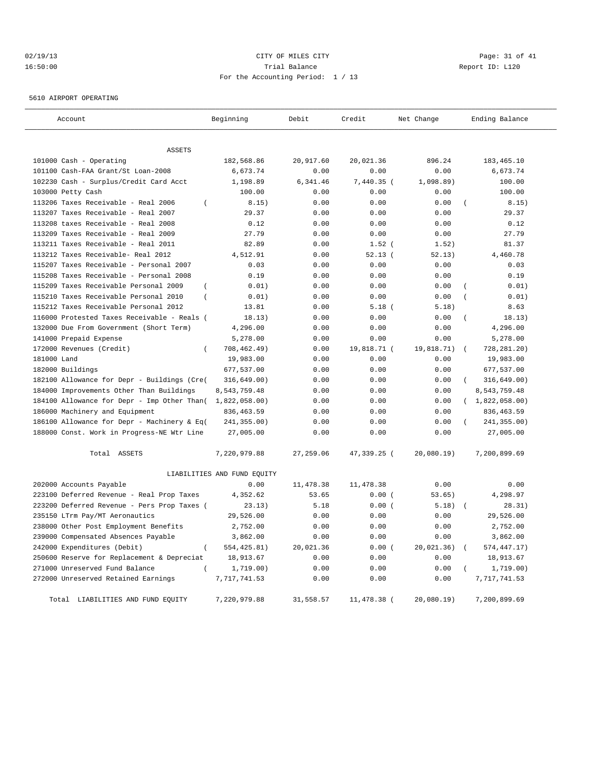CITY OF MILES CITY

Trial Balance

For the Accounting Period: 1 / 13

5610 AIRPORT OPERATING

| Account | Beginning | Debit | Credit | Net Change | Ending Balance |
|---|---|---|---|---|---|
| ASSETS | | | | | |
| 101000 Cash - Operating | 182,568.86 | 20,917.60 | 20,021.36 | 896.24 | 183,465.10 |
| 101100 Cash-FAA Grant/St Loan-2008 | 6,673.74 | 0.00 | 0.00 | 0.00 | 6,673.74 |
| 102230 Cash - Surplus/Credit Card Acct | 1,198.89 | 6,341.46 | 7,440.35 | (1,098.89) | 100.00 |
| 103000 Petty Cash | 100.00 | 0.00 | 0.00 | 0.00 | 100.00 |
| 113206 Taxes Receivable - Real 2006 | (8.15) | 0.00 | 0.00 | 0.00 | (8.15) |
| 113207 Taxes Receivable - Real 2007 | 29.37 | 0.00 | 0.00 | 0.00 | 29.37 |
| 113208 taxes Receivable - Real 2008 | 0.12 | 0.00 | 0.00 | 0.00 | 0.12 |
| 113209 Taxes Receivable - Real 2009 | 27.79 | 0.00 | 0.00 | 0.00 | 27.79 |
| 113211 Taxes Receivable - Real 2011 | 82.89 | 0.00 | 1.52 | (1.52) | 81.37 |
| 113212 Taxes Receivable- Real 2012 | 4,512.91 | 0.00 | 52.13 | (52.13) | 4,460.78 |
| 115207 Taxes Receivable - Personal 2007 | 0.03 | 0.00 | 0.00 | 0.00 | 0.03 |
| 115208 Taxes Receivable - Personal 2008 | 0.19 | 0.00 | 0.00 | 0.00 | 0.19 |
| 115209 Taxes Receivable Personal 2009 | (0.01) | 0.00 | 0.00 | 0.00 | (0.01) |
| 115210 Taxes Receivable Personal 2010 | (0.01) | 0.00 | 0.00 | 0.00 | (0.01) |
| 115212 Taxes Receivable Personal 2012 | 13.81 | 0.00 | 5.18 | (5.18) | 8.63 |
| 116000 Protested Taxes Receivable - Reals | (18.13) | 0.00 | 0.00 | 0.00 | (18.13) |
| 132000 Due From Government (Short Term) | 4,296.00 | 0.00 | 0.00 | 0.00 | 4,296.00 |
| 141000 Prepaid Expense | 5,278.00 | 0.00 | 0.00 | 0.00 | 5,278.00 |
| 172000 Revenues (Credit) | (708,462.49) | 0.00 | 19,818.71 | (19,818.71) | (728,281.20) |
| 181000 Land | 19,983.00 | 0.00 | 0.00 | 0.00 | 19,983.00 |
| 182000 Buildings | 677,537.00 | 0.00 | 0.00 | 0.00 | 677,537.00 |
| 182100 Allowance for Depr - Buildings (Cre | (316,649.00) | 0.00 | 0.00 | 0.00 | (316,649.00) |
| 184000 Improvements Other Than Buildings | 8,543,759.48 | 0.00 | 0.00 | 0.00 | 8,543,759.48 |
| 184100 Allowance for Depr - Imp Other Than | (1,822,058.00) | 0.00 | 0.00 | 0.00 | (1,822,058.00) |
| 186000 Machinery and Equipment | 836,463.59 | 0.00 | 0.00 | 0.00 | 836,463.59 |
| 186100 Allowance for Depr - Machinery & Eq | (241,355.00) | 0.00 | 0.00 | 0.00 | (241,355.00) |
| 188000 Const. Work in Progress-NE Wtr Line | 27,005.00 | 0.00 | 0.00 | 0.00 | 27,005.00 |
| Total ASSETS | 7,220,979.88 | 27,259.06 | 47,339.25 | (20,080.19) | 7,200,899.69 |
| LIABILITIES AND FUND EQUITY | | | | | |
| 202000 Accounts Payable | 0.00 | 11,478.38 | 11,478.38 | 0.00 | 0.00 |
| 223100 Deferred Revenue - Real Prop Taxes | 4,352.62 | 53.65 | 0.00 | (53.65) | 4,298.97 |
| 223200 Deferred Revenue - Pers Prop Taxes | (23.13) | 5.18 | 0.00 | (5.18) | (28.31) |
| 235150 LTrm Pay/MT Aeronautics | 29,526.00 | 0.00 | 0.00 | 0.00 | 29,526.00 |
| 238000 Other Post Employment Benefits | 2,752.00 | 0.00 | 0.00 | 0.00 | 2,752.00 |
| 239000 Compensated Absences Payable | 3,862.00 | 0.00 | 0.00 | 0.00 | 3,862.00 |
| 242000 Expenditures (Debit) | (554,425.81) | 20,021.36 | 0.00 | (20,021.36) | (574,447.17) |
| 250600 Reserve for Replacement & Depreciat | 18,913.67 | 0.00 | 0.00 | 0.00 | 18,913.67 |
| 271000 Unreserved Fund Balance | (1,719.00) | 0.00 | 0.00 | 0.00 | (1,719.00) |
| 272000 Unreserved Retained Earnings | 7,717,741.53 | 0.00 | 0.00 | 0.00 | 7,717,741.53 |
| Total LIABILITIES AND FUND EQUITY | 7,220,979.88 | 31,558.57 | 11,478.38 | (20,080.19) | 7,200,899.69 |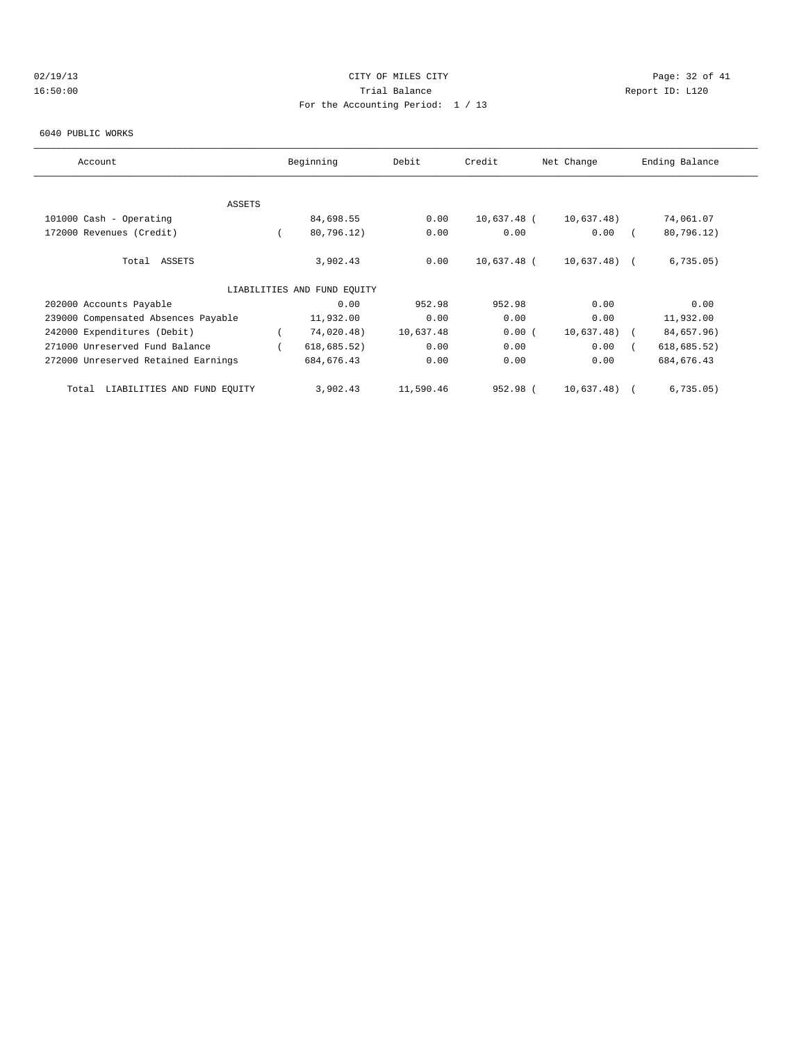CITY OF MILES CITY
Trial Balance
For the Accounting Period: 1 / 13

02/19/13
16:50:00

Report ID: L120

6040 PUBLIC WORKS

| Account | Beginning | Debit | Credit | Net Change | Ending Balance |
|---|---|---|---|---|---|
| ASSETS | | | | | |
| 101000 Cash - Operating | 84,698.55 | 0.00 | 10,637.48 | ( 10,637.48) | 74,061.07 |
| 172000 Revenues (Credit) | ( 80,796.12) | 0.00 | 0.00 | 0.00 | ( 80,796.12) |
| Total ASSETS | 3,902.43 | 0.00 | 10,637.48 | ( 10,637.48) | ( 6,735.05) |
| LIABILITIES AND FUND EQUITY | | | | | |
| 202000 Accounts Payable | 0.00 | 952.98 | 952.98 | 0.00 | 0.00 |
| 239000 Compensated Absences Payable | 11,932.00 | 0.00 | 0.00 | 0.00 | 11,932.00 |
| 242000 Expenditures (Debit) | ( 74,020.48) | 10,637.48 | 0.00 | ( 10,637.48) | ( 84,657.96) |
| 271000 Unreserved Fund Balance | ( 618,685.52) | 0.00 | 0.00 | 0.00 | ( 618,685.52) |
| 272000 Unreserved Retained Earnings | 684,676.43 | 0.00 | 0.00 | 0.00 | 684,676.43 |
| Total LIABILITIES AND FUND EQUITY | 3,902.43 | 11,590.46 | 952.98 | ( 10,637.48) | ( 6,735.05) |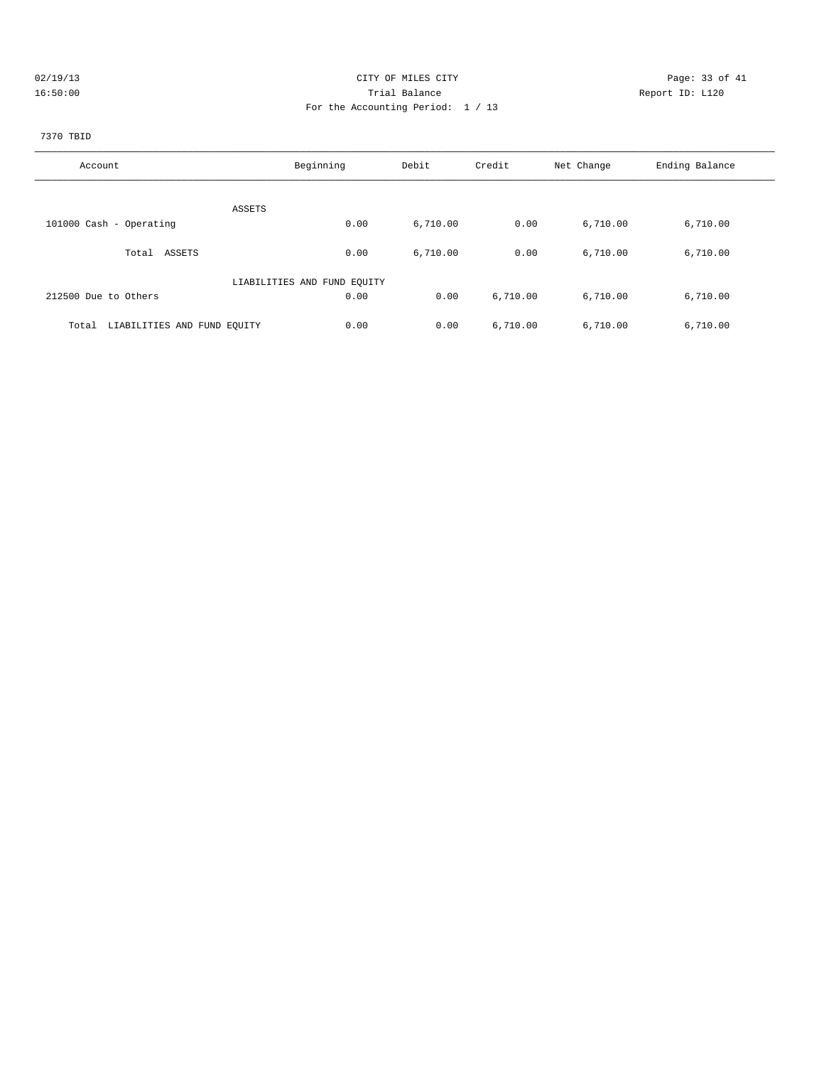CITY OF MILES CITY
Trial Balance
For the Accounting Period: 1 / 13

02/19/13 16:50:00 Report ID: L120

7370 TBID

| Account | Beginning | Debit | Credit | Net Change | Ending Balance |
|---|---|---|---|---|---|
| ASSETS | | | | | |
| 101000 Cash - Operating | 0.00 | 6,710.00 | 0.00 | 6,710.00 | 6,710.00 |
| Total ASSETS | 0.00 | 6,710.00 | 0.00 | 6,710.00 | 6,710.00 |
| LIABILITIES AND FUND EQUITY | | | | | |
| 212500 Due to Others | 0.00 | 0.00 | 6,710.00 | 6,710.00 | 6,710.00 |
| Total LIABILITIES AND FUND EQUITY | 0.00 | 0.00 | 6,710.00 | 6,710.00 | 6,710.00 |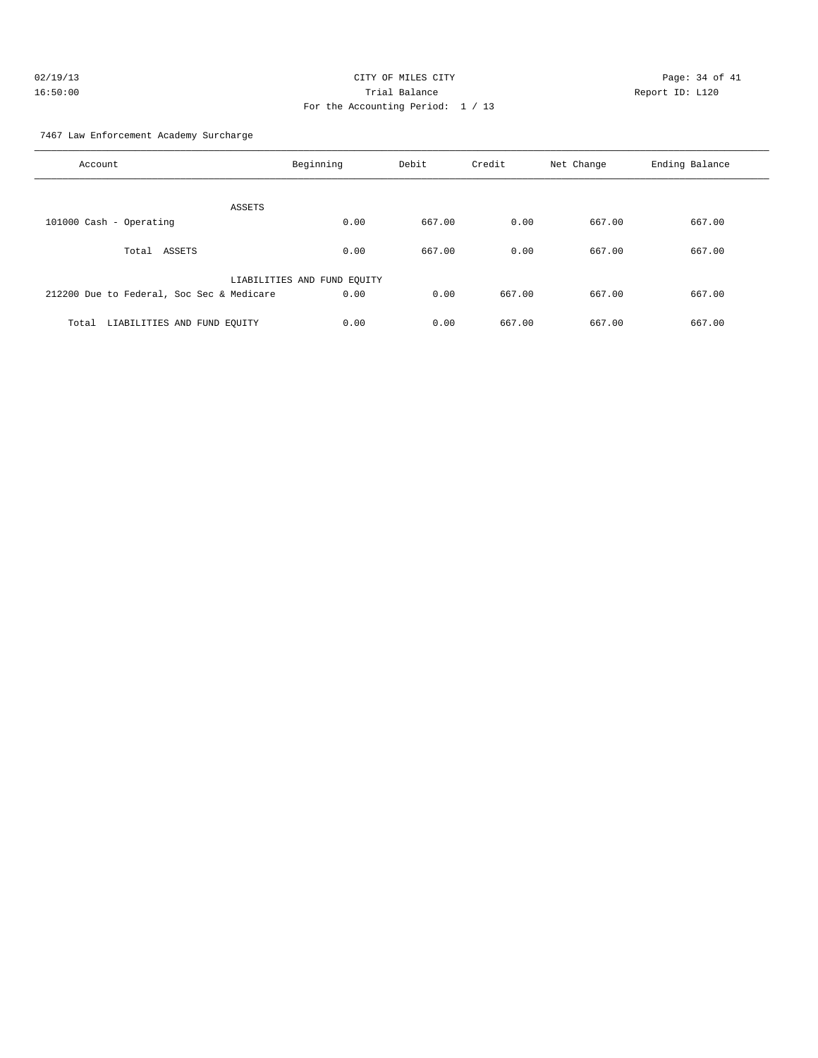CITY OF MILES CITY
Trial Balance
For the Accounting Period: 1 / 13

02/19/13
16:50:00

Report ID: L120

7467 Law Enforcement Academy Surcharge

| Account | Beginning | Debit | Credit | Net Change | Ending Balance |
|---|---|---|---|---|---|
| ASSETS | | | | | |
| 101000 Cash - Operating | 0.00 | 667.00 | 0.00 | 667.00 | 667.00 |
| Total ASSETS | 0.00 | 667.00 | 0.00 | 667.00 | 667.00 |
| LIABILITIES AND FUND EQUITY | | | | | |
| 212200 Due to Federal, Soc Sec & Medicare | 0.00 | 0.00 | 667.00 | 667.00 | 667.00 |
| Total LIABILITIES AND FUND EQUITY | 0.00 | 0.00 | 667.00 | 667.00 | 667.00 |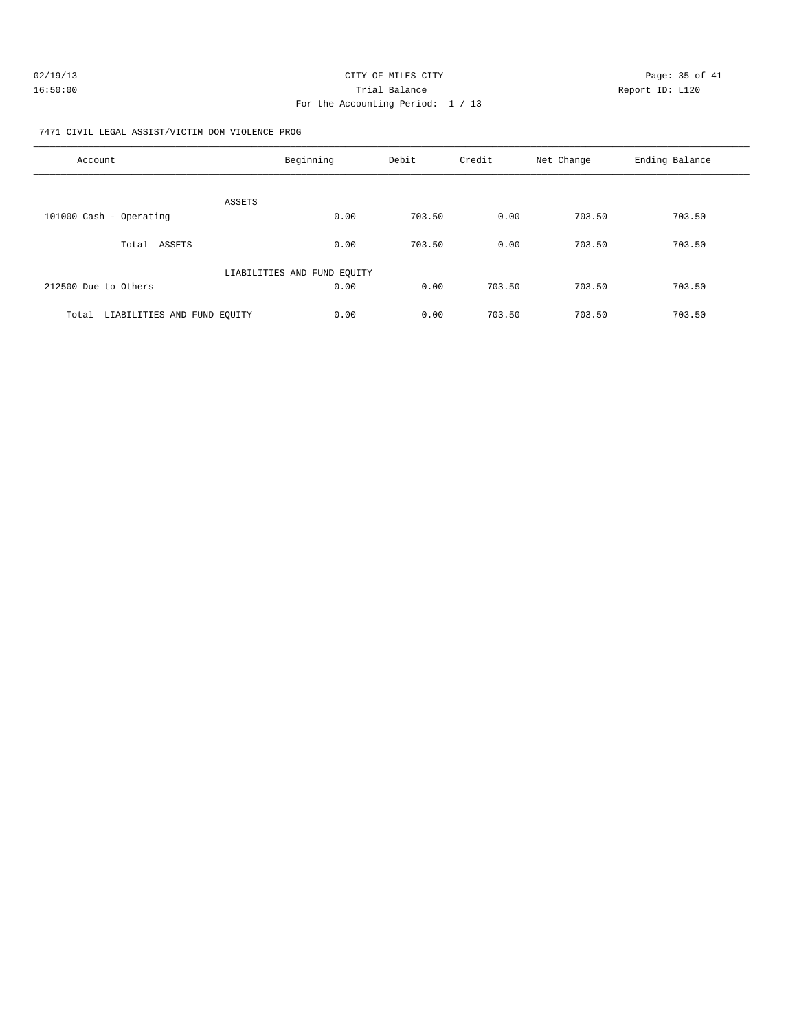CITY OF MILES CITY

Trial Balance

For the Accounting Period: 1 / 13

02/19/13 16:50:00 Report ID: L120

7471 CIVIL LEGAL ASSIST/VICTIM DOM VIOLENCE PROG

| Account | Beginning | Debit | Credit | Net Change | Ending Balance |
|---|---|---|---|---|---|
| ASSETS | | | | | |
| 101000 Cash - Operating | 0.00 | 703.50 | 0.00 | 703.50 | 703.50 |
| Total ASSETS | 0.00 | 703.50 | 0.00 | 703.50 | 703.50 |
| LIABILITIES AND FUND EQUITY | | | | | |
| 212500 Due to Others | 0.00 | 0.00 | 703.50 | 703.50 | 703.50 |
| Total LIABILITIES AND FUND EQUITY | 0.00 | 0.00 | 703.50 | 703.50 | 703.50 |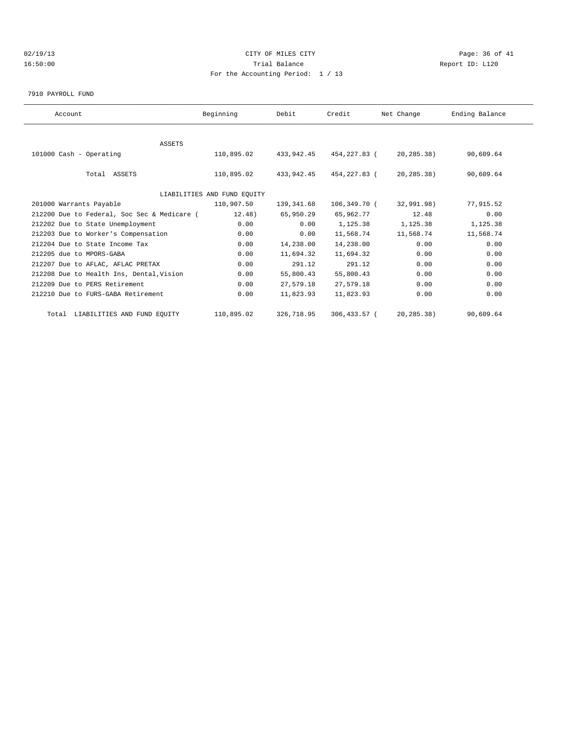CITY OF MILES CITY
Trial Balance
For the Accounting Period: 1 / 13

02/19/13
16:50:00

Report ID: L120

7910 PAYROLL FUND

| Account | Beginning | Debit | Credit | Net Change | Ending Balance |
|---|---|---|---|---|---|
| ASSETS | | | | | |
| 101000 Cash - Operating | 110,895.02 | 433,942.45 | 454,227.83 | ( 20,285.38) | 90,609.64 |
| Total ASSETS | 110,895.02 | 433,942.45 | 454,227.83 | ( 20,285.38) | 90,609.64 |
| LIABILITIES AND FUND EQUITY | | | | | |
| 201000 Warrants Payable | 110,907.50 | 139,341.68 | 106,349.70 | ( 32,991.98) | 77,915.52 |
| 212200 Due to Federal, Soc Sec & Medicare | ( 12.48) | 65,950.29 | 65,962.77 | 12.48 | 0.00 |
| 212202 Due to State Unemployment | 0.00 | 0.00 | 1,125.38 | 1,125.38 | 1,125.38 |
| 212203 Due to Worker's Compensation | 0.00 | 0.00 | 11,568.74 | 11,568.74 | 11,568.74 |
| 212204 Due to State Income Tax | 0.00 | 14,238.00 | 14,238.00 | 0.00 | 0.00 |
| 212205 due to MPORS-GABA | 0.00 | 11,694.32 | 11,694.32 | 0.00 | 0.00 |
| 212207 Due to AFLAC, AFLAC PRETAX | 0.00 | 291.12 | 291.12 | 0.00 | 0.00 |
| 212208 Due to Health Ins, Dental,Vision | 0.00 | 55,800.43 | 55,800.43 | 0.00 | 0.00 |
| 212209 Due to PERS Retirement | 0.00 | 27,579.18 | 27,579.18 | 0.00 | 0.00 |
| 212210 Due to FURS-GABA Retirement | 0.00 | 11,823.93 | 11,823.93 | 0.00 | 0.00 |
| Total LIABILITIES AND FUND EQUITY | 110,895.02 | 326,718.95 | 306,433.57 | ( 20,285.38) | 90,609.64 |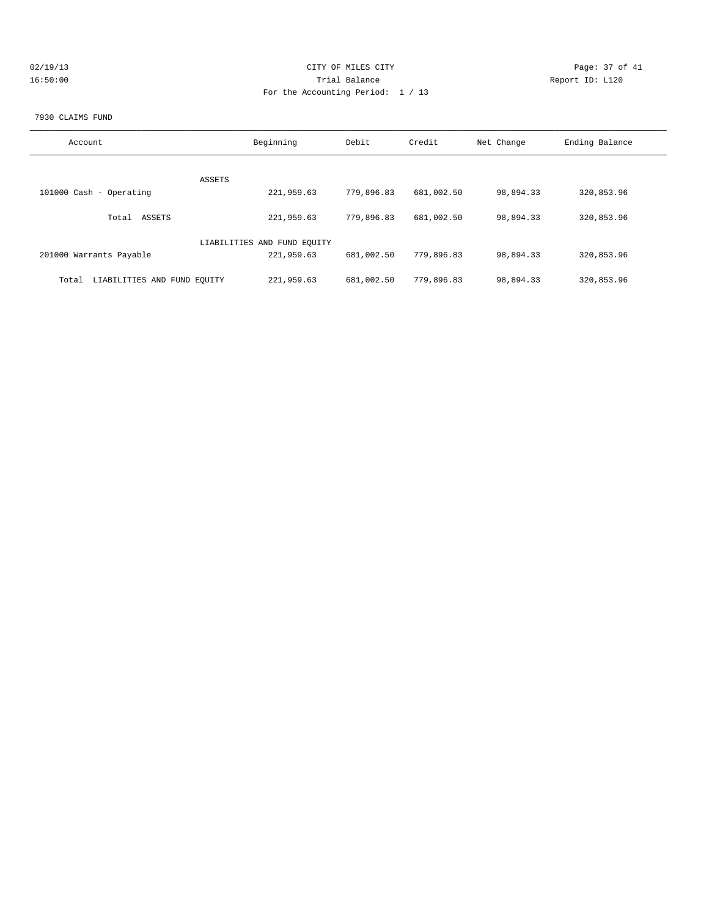CITY OF MILES CITY

Trial Balance

For the Accounting Period: 1 / 13

7930 CLAIMS FUND

| Account | Beginning | Debit | Credit | Net Change | Ending Balance |
|---|---|---|---|---|---|
| ASSETS | | | | | |
| 101000 Cash - Operating | 221,959.63 | 779,896.83 | 681,002.50 | 98,894.33 | 320,853.96 |
| Total ASSETS | 221,959.63 | 779,896.83 | 681,002.50 | 98,894.33 | 320,853.96 |
| LIABILITIES AND FUND EQUITY | | | | | |
| 201000 Warrants Payable | 221,959.63 | 681,002.50 | 779,896.83 | 98,894.33 | 320,853.96 |
| Total LIABILITIES AND FUND EQUITY | 221,959.63 | 681,002.50 | 779,896.83 | 98,894.33 | 320,853.96 |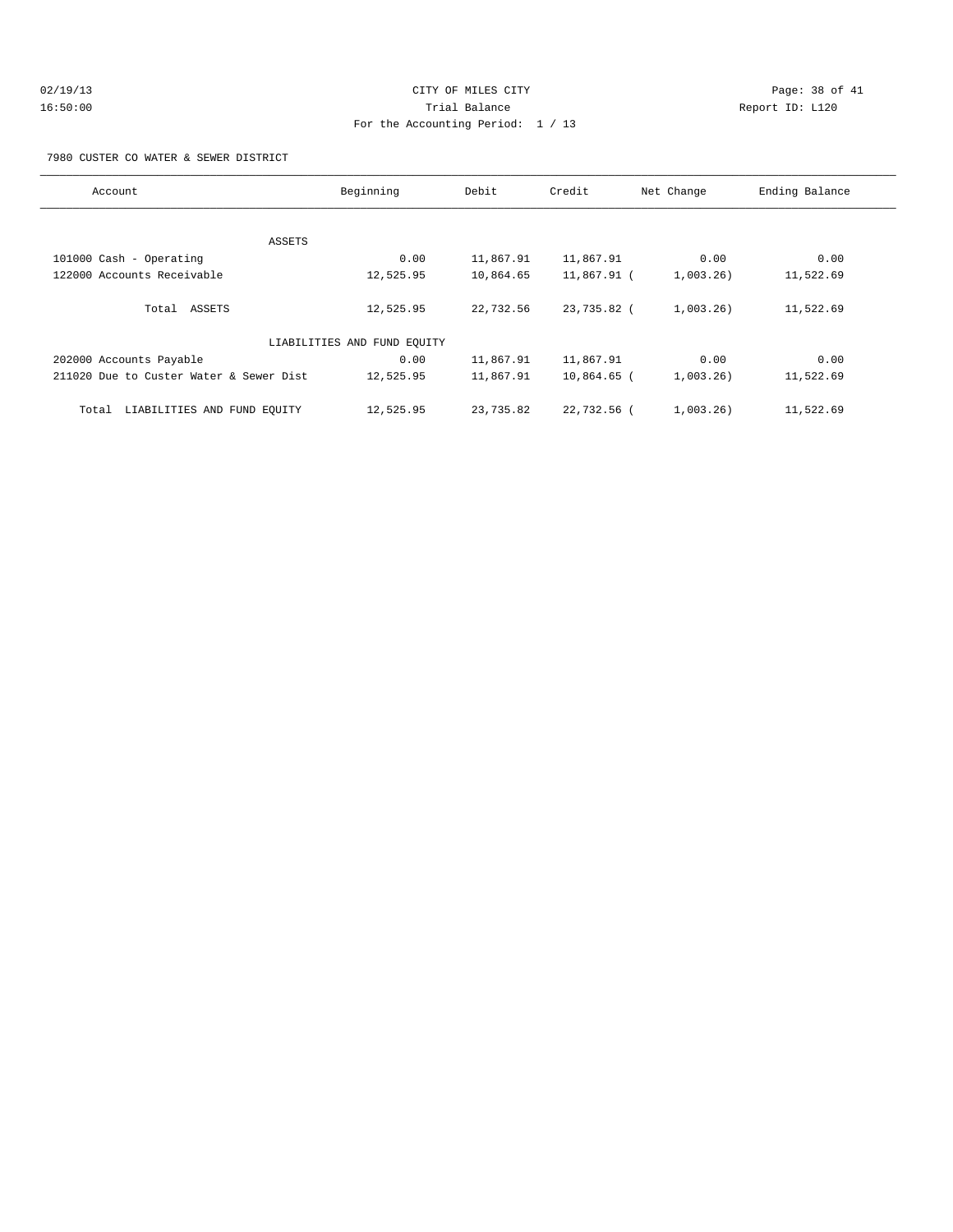# CITY OF MILES CITY

## Trial Balance

For the Accounting Period: 1 / 13

7980 CUSTER CO WATER & SEWER DISTRICT

| Account | Beginning | Debit | Credit | Net Change | Ending Balance |
|---|---|---|---|---|---|
| ASSETS | | | | | |
| 101000 Cash - Operating | 0.00 | 11,867.91 | 11,867.91 | 0.00 | 0.00 |
| 122000 Accounts Receivable | 12,525.95 | 10,864.65 | 11,867.91 | ( 1,003.26) | 11,522.69 |
| Total ASSETS | 12,525.95 | 22,732.56 | 23,735.82 | ( 1,003.26) | 11,522.69 |
| LIABILITIES AND FUND EQUITY | | | | | |
| 202000 Accounts Payable | 0.00 | 11,867.91 | 11,867.91 | 0.00 | 0.00 |
| 211020 Due to Custer Water & Sewer Dist | 12,525.95 | 11,867.91 | 10,864.65 | ( 1,003.26) | 11,522.69 |
| Total LIABILITIES AND FUND EQUITY | 12,525.95 | 23,735.82 | 22,732.56 | ( 1,003.26) | 11,522.69 |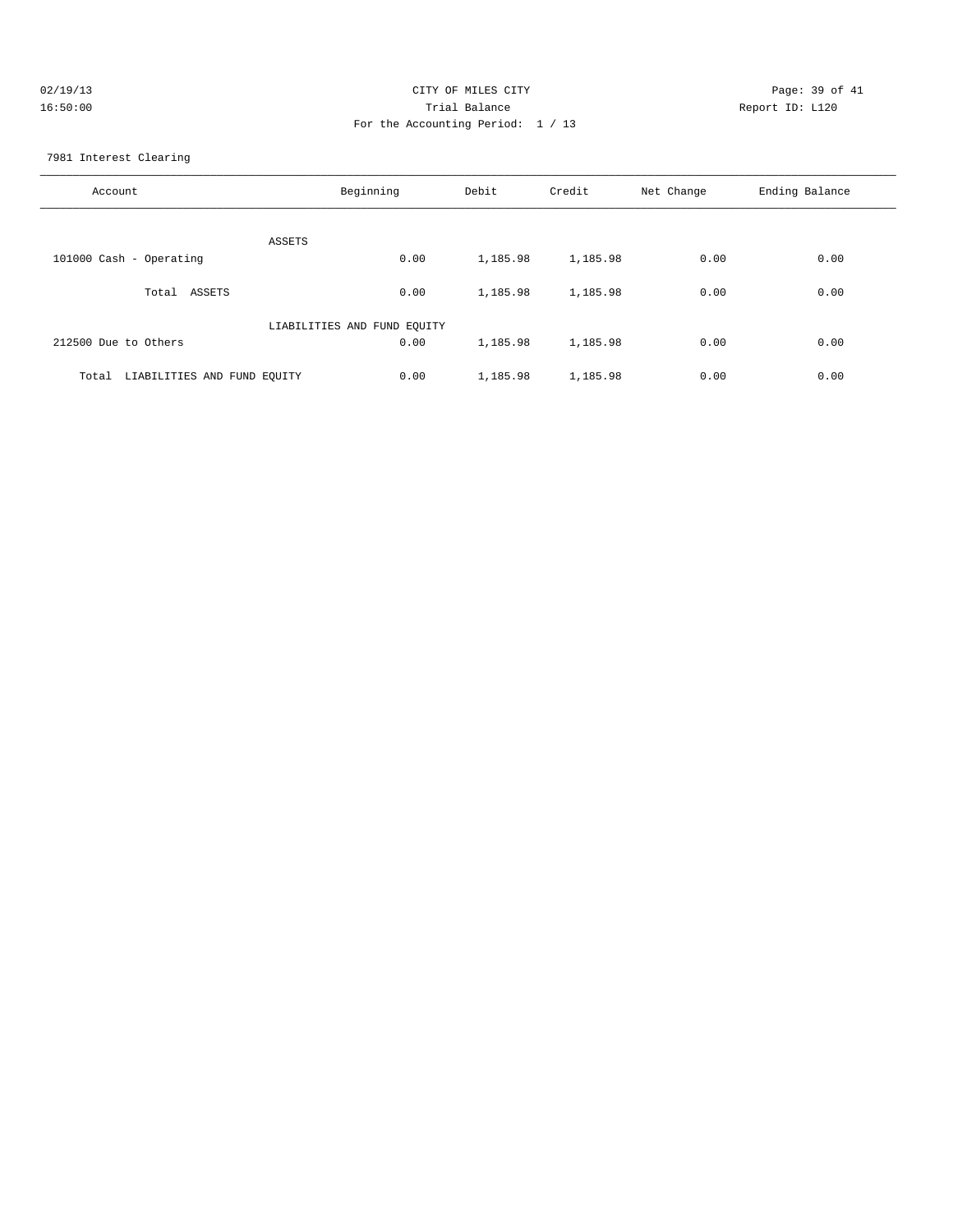# CITY OF MILES CITY

Trial Balance

For the Accounting Period: 1 / 13

02/19/13 16:50:00 — Report ID: L120

7981 Interest Clearing

| Account | Beginning | Debit | Credit | Net Change | Ending Balance |
|---|---|---|---|---|---|
| ASSETS | | | | | |
| 101000 Cash - Operating | 0.00 | 1,185.98 | 1,185.98 | 0.00 | 0.00 |
| Total ASSETS | 0.00 | 1,185.98 | 1,185.98 | 0.00 | 0.00 |
| LIABILITIES AND FUND EQUITY | | | | | |
| 212500 Due to Others | 0.00 | 1,185.98 | 1,185.98 | 0.00 | 0.00 |
| Total LIABILITIES AND FUND EQUITY | 0.00 | 1,185.98 | 1,185.98 | 0.00 | 0.00 |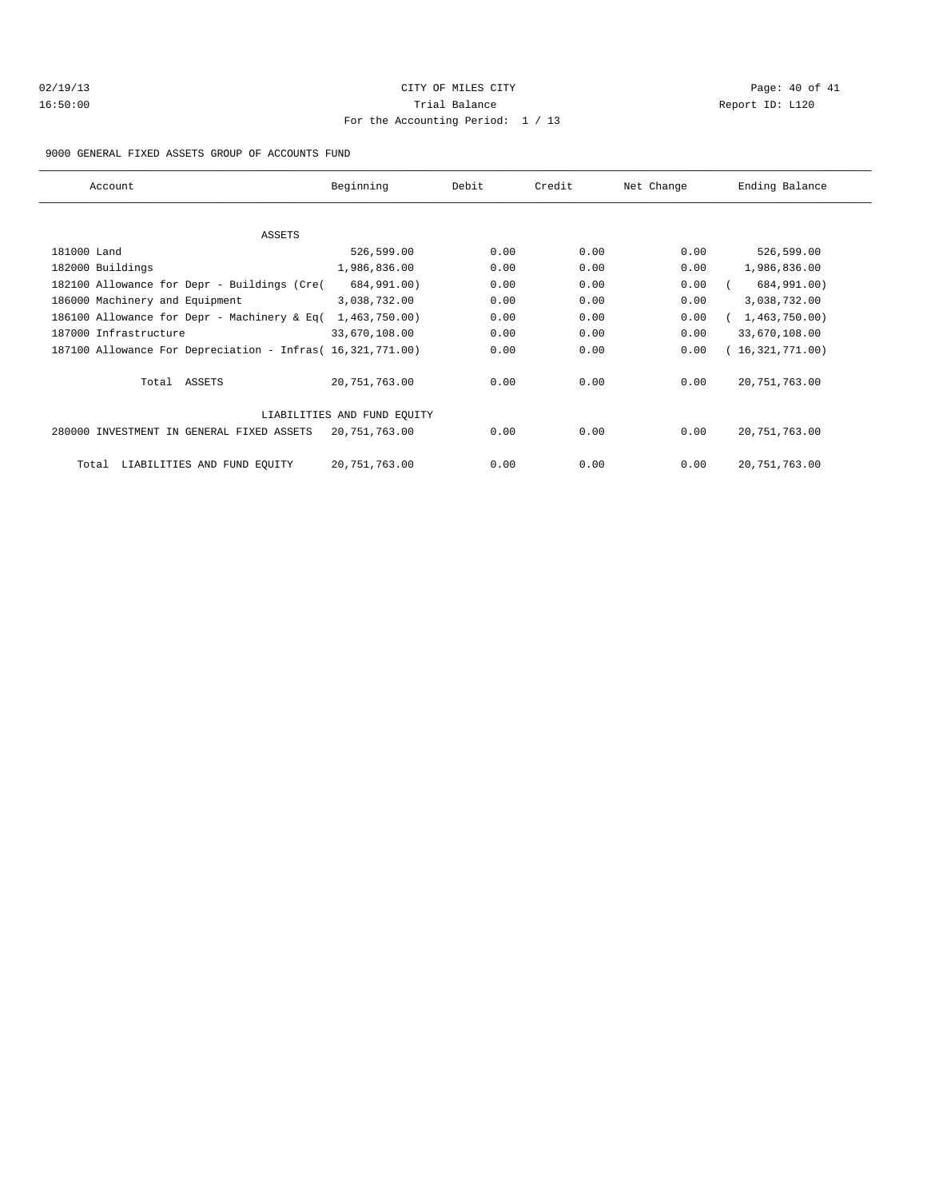02/19/13 CITY OF MILES CITY

16:50:00 Trial Balance Report ID: L120

For the Accounting Period: 1 / 13

9000 GENERAL FIXED ASSETS GROUP OF ACCOUNTS FUND

| Account | Beginning | Debit | Credit | Net Change | Ending Balance |
|---|---|---|---|---|---|
| ASSETS | | | | | |
| 181000 Land | 526,599.00 | 0.00 | 0.00 | 0.00 | 526,599.00 |
| 182000 Buildings | 1,986,836.00 | 0.00 | 0.00 | 0.00 | 1,986,836.00 |
| 182100 Allowance for Depr - Buildings (Cre | ( 684,991.00) | 0.00 | 0.00 | 0.00 | ( 684,991.00) |
| 186000 Machinery and Equipment | 3,038,732.00 | 0.00 | 0.00 | 0.00 | 3,038,732.00 |
| 186100 Allowance for Depr - Machinery & Eq | ( 1,463,750.00) | 0.00 | 0.00 | 0.00 | ( 1,463,750.00) |
| 187000 Infrastructure | 33,670,108.00 | 0.00 | 0.00 | 0.00 | 33,670,108.00 |
| 187100 Allowance For Depreciation - Infras | ( 16,321,771.00) | 0.00 | 0.00 | 0.00 | ( 16,321,771.00) |
| Total ASSETS | 20,751,763.00 | 0.00 | 0.00 | 0.00 | 20,751,763.00 |
| LIABILITIES AND FUND EQUITY | | | | | |
| 280000 INVESTMENT IN GENERAL FIXED ASSETS | 20,751,763.00 | 0.00 | 0.00 | 0.00 | 20,751,763.00 |
| Total LIABILITIES AND FUND EQUITY | 20,751,763.00 | 0.00 | 0.00 | 0.00 | 20,751,763.00 |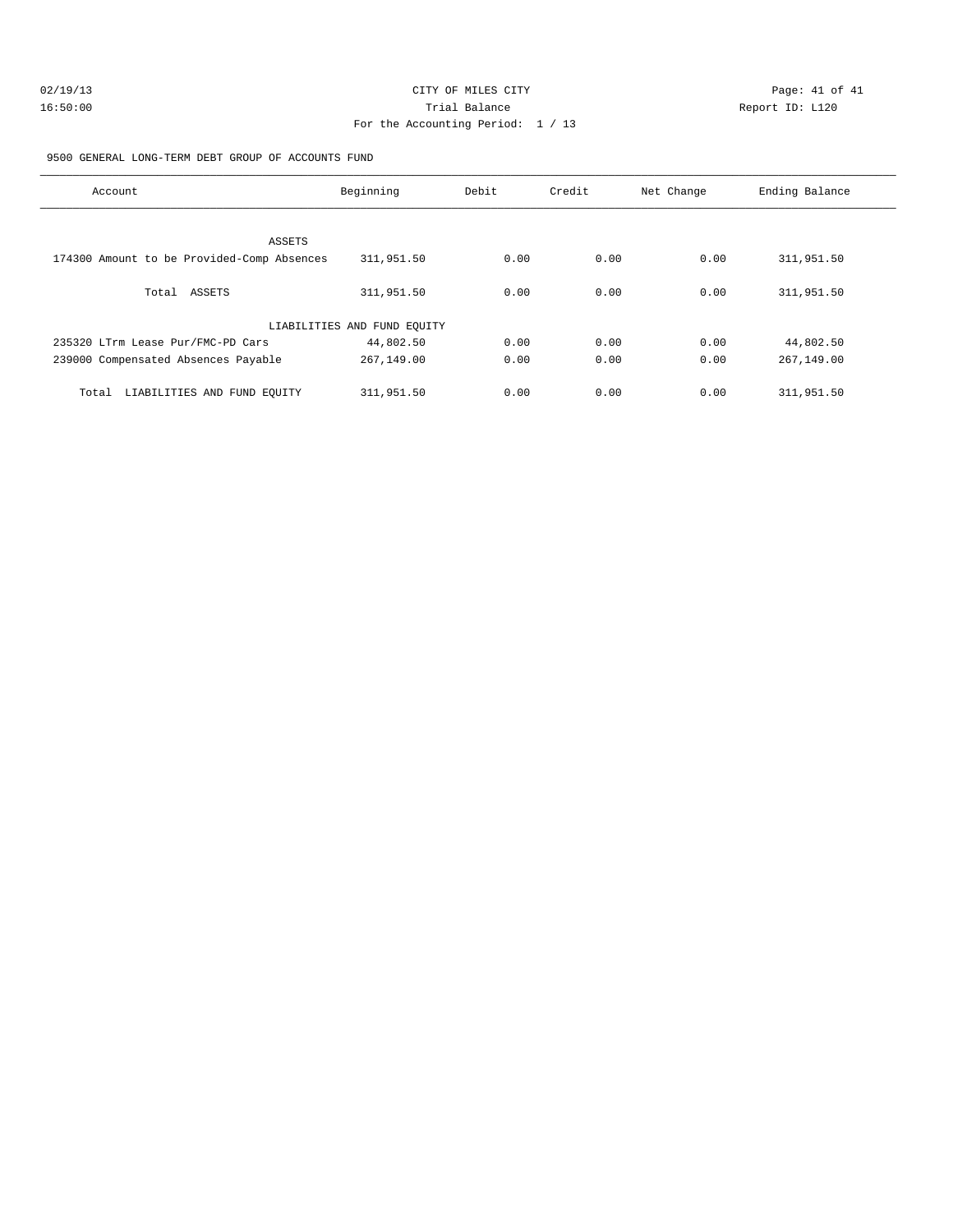02/19/13 CITY OF MILES CITY
16:50:00 Trial Balance Report ID: L120
For the Accounting Period: 1 / 13

9500 GENERAL LONG-TERM DEBT GROUP OF ACCOUNTS FUND

| Account | Beginning | Debit | Credit | Net Change | Ending Balance |
|---|---|---|---|---|---|
| ASSETS | | | | | |
| 174300 Amount to be Provided-Comp Absences | 311,951.50 | 0.00 | 0.00 | 0.00 | 311,951.50 |
| Total ASSETS | 311,951.50 | 0.00 | 0.00 | 0.00 | 311,951.50 |
| LIABILITIES AND FUND EQUITY | | | | | |
| 235320 LTrm Lease Pur/FMC-PD Cars | 44,802.50 | 0.00 | 0.00 | 0.00 | 44,802.50 |
| 239000 Compensated Absences Payable | 267,149.00 | 0.00 | 0.00 | 0.00 | 267,149.00 |
| Total LIABILITIES AND FUND EQUITY | 311,951.50 | 0.00 | 0.00 | 0.00 | 311,951.50 |